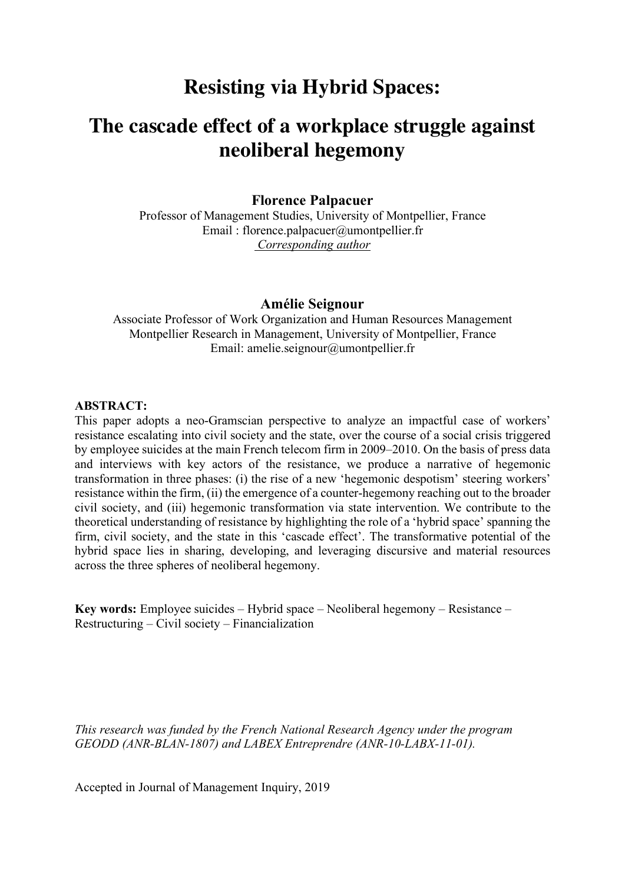# Resisting via Hybrid Spaces:

# The cascade effect of a workplace struggle against neoliberal hegemony

**Florence Palpacuer**
Professor of Management Studies, University of Montpellier, France
Email : florence.palpacuer@umontpellier.fr
*Corresponding author*

**Amélie Seignour**
Associate Professor of Work Organization and Human Resources Management
Montpellier Research in Management, University of Montpellier, France
Email: amelie.seignour@umontpellier.fr

**ABSTRACT:**

This paper adopts a neo-Gramscian perspective to analyze an impactful case of workers' resistance escalating into civil society and the state, over the course of a social crisis triggered by employee suicides at the main French telecom firm in 2009–2010. On the basis of press data and interviews with key actors of the resistance, we produce a narrative of hegemonic transformation in three phases: (i) the rise of a new 'hegemonic despotism' steering workers' resistance within the firm, (ii) the emergence of a counter-hegemony reaching out to the broader civil society, and (iii) hegemonic transformation via state intervention. We contribute to the theoretical understanding of resistance by highlighting the role of a 'hybrid space' spanning the firm, civil society, and the state in this 'cascade effect'. The transformative potential of the hybrid space lies in sharing, developing, and leveraging discursive and material resources across the three spheres of neoliberal hegemony.

**Key words:** Employee suicides – Hybrid space – Neoliberal hegemony – Resistance – Restructuring – Civil society – Financialization

*This research was funded by the French National Research Agency under the program GEODD (ANR-BLAN-1807) and LABEX Entreprendre (ANR-10-LABX-11-01).*

Accepted in Journal of Management Inquiry, 2019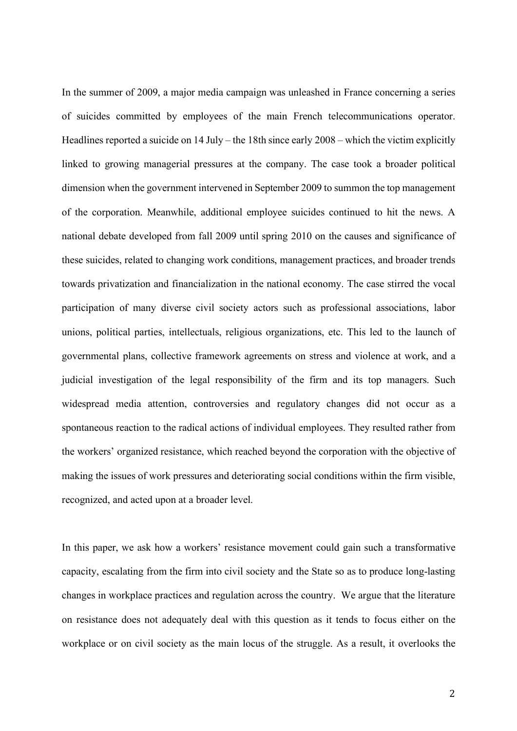In the summer of 2009, a major media campaign was unleashed in France concerning a series of suicides committed by employees of the main French telecommunications operator. Headlines reported a suicide on 14 July – the 18th since early 2008 – which the victim explicitly linked to growing managerial pressures at the company. The case took a broader political dimension when the government intervened in September 2009 to summon the top management of the corporation. Meanwhile, additional employee suicides continued to hit the news. A national debate developed from fall 2009 until spring 2010 on the causes and significance of these suicides, related to changing work conditions, management practices, and broader trends towards privatization and financialization in the national economy. The case stirred the vocal participation of many diverse civil society actors such as professional associations, labor unions, political parties, intellectuals, religious organizations, etc. This led to the launch of governmental plans, collective framework agreements on stress and violence at work, and a judicial investigation of the legal responsibility of the firm and its top managers. Such widespread media attention, controversies and regulatory changes did not occur as a spontaneous reaction to the radical actions of individual employees. They resulted rather from the workers' organized resistance, which reached beyond the corporation with the objective of making the issues of work pressures and deteriorating social conditions within the firm visible, recognized, and acted upon at a broader level.

In this paper, we ask how a workers' resistance movement could gain such a transformative capacity, escalating from the firm into civil society and the State so as to produce long-lasting changes in workplace practices and regulation across the country. We argue that the literature on resistance does not adequately deal with this question as it tends to focus either on the workplace or on civil society as the main locus of the struggle. As a result, it overlooks the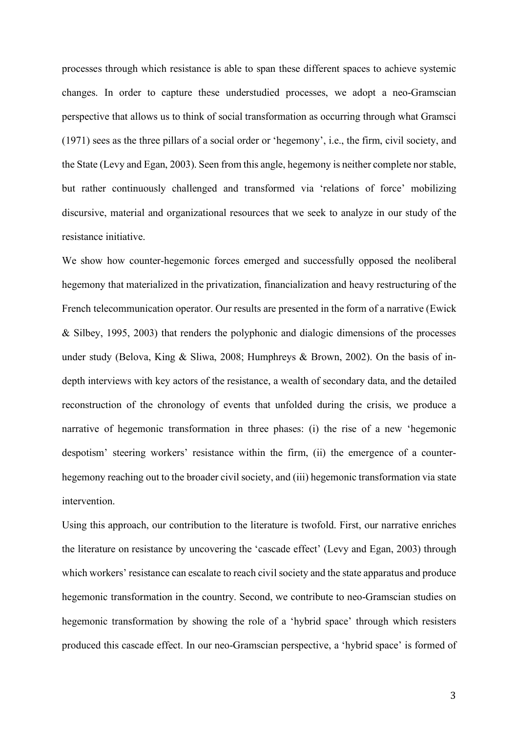processes through which resistance is able to span these different spaces to achieve systemic changes. In order to capture these understudied processes, we adopt a neo-Gramscian perspective that allows us to think of social transformation as occurring through what Gramsci (1971) sees as the three pillars of a social order or 'hegemony', i.e., the firm, civil society, and the State (Levy and Egan, 2003). Seen from this angle, hegemony is neither complete nor stable, but rather continuously challenged and transformed via 'relations of force' mobilizing discursive, material and organizational resources that we seek to analyze in our study of the resistance initiative.

We show how counter-hegemonic forces emerged and successfully opposed the neoliberal hegemony that materialized in the privatization, financialization and heavy restructuring of the French telecommunication operator. Our results are presented in the form of a narrative (Ewick & Silbey, 1995, 2003) that renders the polyphonic and dialogic dimensions of the processes under study (Belova, King & Sliwa, 2008; Humphreys & Brown, 2002). On the basis of in-depth interviews with key actors of the resistance, a wealth of secondary data, and the detailed reconstruction of the chronology of events that unfolded during the crisis, we produce a narrative of hegemonic transformation in three phases: (i) the rise of a new 'hegemonic despotism' steering workers' resistance within the firm, (ii) the emergence of a counter-hegemony reaching out to the broader civil society, and (iii) hegemonic transformation via state intervention.

Using this approach, our contribution to the literature is twofold. First, our narrative enriches the literature on resistance by uncovering the 'cascade effect' (Levy and Egan, 2003) through which workers' resistance can escalate to reach civil society and the state apparatus and produce hegemonic transformation in the country. Second, we contribute to neo-Gramscian studies on hegemonic transformation by showing the role of a 'hybrid space' through which resisters produced this cascade effect. In our neo-Gramscian perspective, a 'hybrid space' is formed of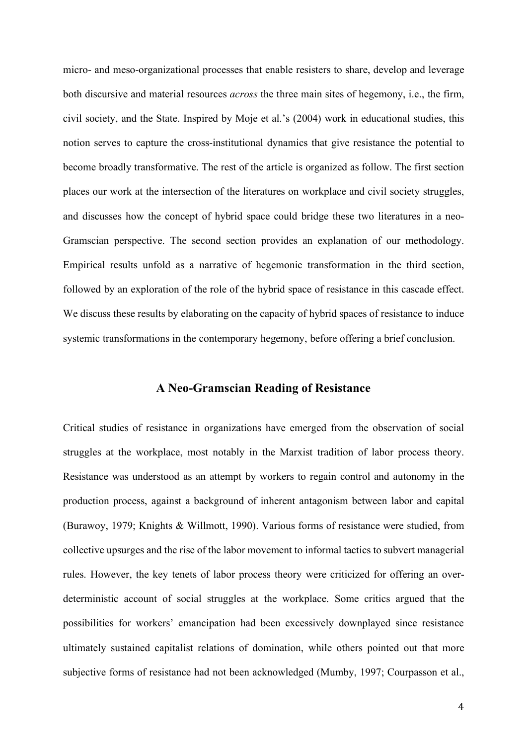micro- and meso-organizational processes that enable resisters to share, develop and leverage both discursive and material resources *across* the three main sites of hegemony, i.e., the firm, civil society, and the State. Inspired by Moje et al.'s (2004) work in educational studies, this notion serves to capture the cross-institutional dynamics that give resistance the potential to become broadly transformative. The rest of the article is organized as follow. The first section places our work at the intersection of the literatures on workplace and civil society struggles, and discusses how the concept of hybrid space could bridge these two literatures in a neo-Gramscian perspective. The second section provides an explanation of our methodology. Empirical results unfold as a narrative of hegemonic transformation in the third section, followed by an exploration of the role of the hybrid space of resistance in this cascade effect. We discuss these results by elaborating on the capacity of hybrid spaces of resistance to induce systemic transformations in the contemporary hegemony, before offering a brief conclusion.

## A Neo-Gramscian Reading of Resistance

Critical studies of resistance in organizations have emerged from the observation of social struggles at the workplace, most notably in the Marxist tradition of labor process theory. Resistance was understood as an attempt by workers to regain control and autonomy in the production process, against a background of inherent antagonism between labor and capital (Burawoy, 1979; Knights & Willmott, 1990). Various forms of resistance were studied, from collective upsurges and the rise of the labor movement to informal tactics to subvert managerial rules. However, the key tenets of labor process theory were criticized for offering an over-deterministic account of social struggles at the workplace. Some critics argued that the possibilities for workers' emancipation had been excessively downplayed since resistance ultimately sustained capitalist relations of domination, while others pointed out that more subjective forms of resistance had not been acknowledged (Mumby, 1997; Courpasson et al.,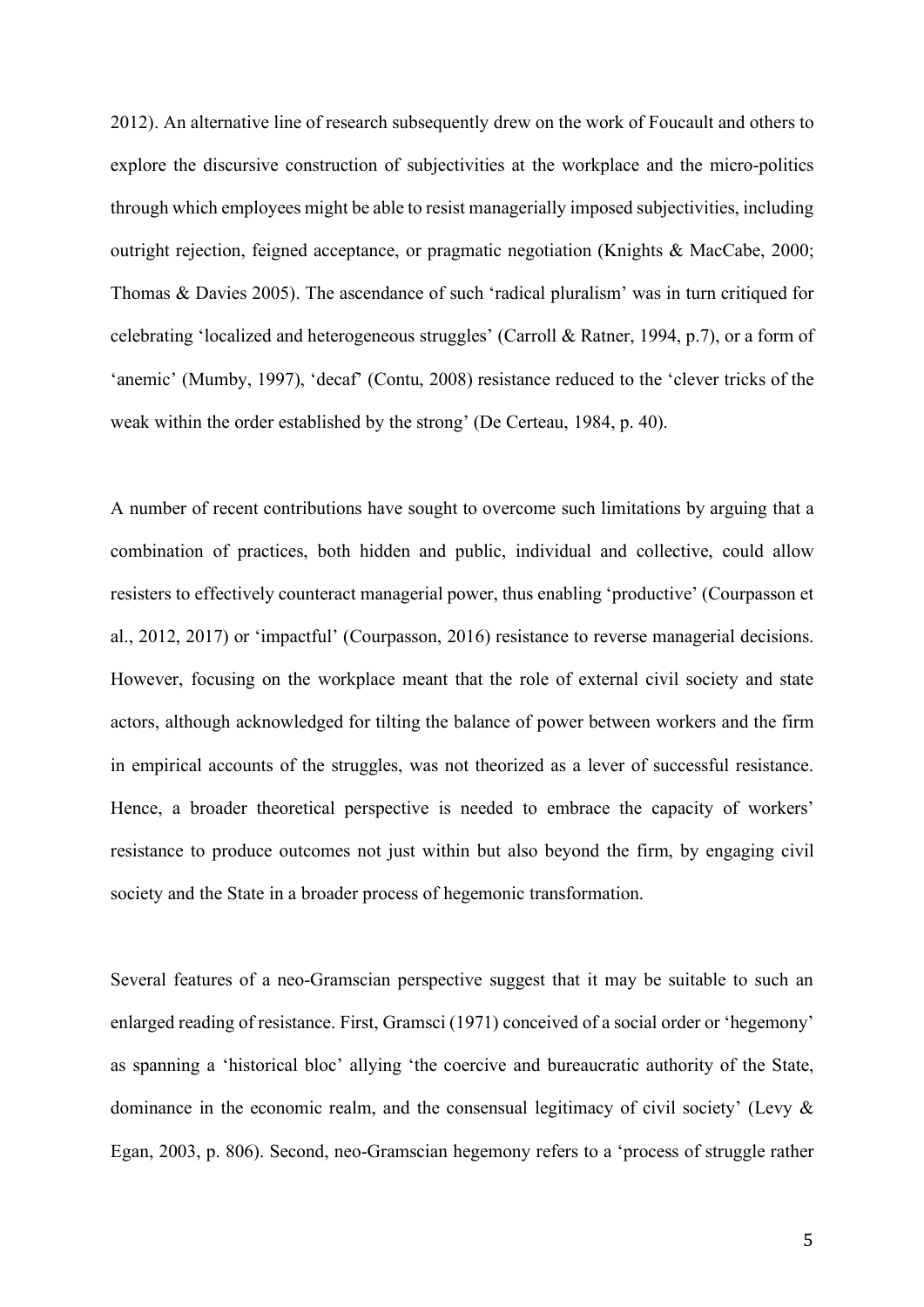2012). An alternative line of research subsequently drew on the work of Foucault and others to explore the discursive construction of subjectivities at the workplace and the micro-politics through which employees might be able to resist managerially imposed subjectivities, including outright rejection, feigned acceptance, or pragmatic negotiation (Knights & MacCabe, 2000; Thomas & Davies 2005). The ascendance of such 'radical pluralism' was in turn critiqued for celebrating 'localized and heterogeneous struggles' (Carroll & Ratner, 1994, p.7), or a form of 'anemic' (Mumby, 1997), 'decaf' (Contu, 2008) resistance reduced to the 'clever tricks of the weak within the order established by the strong' (De Certeau, 1984, p. 40).

A number of recent contributions have sought to overcome such limitations by arguing that a combination of practices, both hidden and public, individual and collective, could allow resisters to effectively counteract managerial power, thus enabling 'productive' (Courpasson et al., 2012, 2017) or 'impactful' (Courpasson, 2016) resistance to reverse managerial decisions. However, focusing on the workplace meant that the role of external civil society and state actors, although acknowledged for tilting the balance of power between workers and the firm in empirical accounts of the struggles, was not theorized as a lever of successful resistance. Hence, a broader theoretical perspective is needed to embrace the capacity of workers' resistance to produce outcomes not just within but also beyond the firm, by engaging civil society and the State in a broader process of hegemonic transformation.

Several features of a neo-Gramscian perspective suggest that it may be suitable to such an enlarged reading of resistance. First, Gramsci (1971) conceived of a social order or 'hegemony' as spanning a 'historical bloc' allying 'the coercive and bureaucratic authority of the State, dominance in the economic realm, and the consensual legitimacy of civil society' (Levy & Egan, 2003, p. 806). Second, neo-Gramscian hegemony refers to a 'process of struggle rather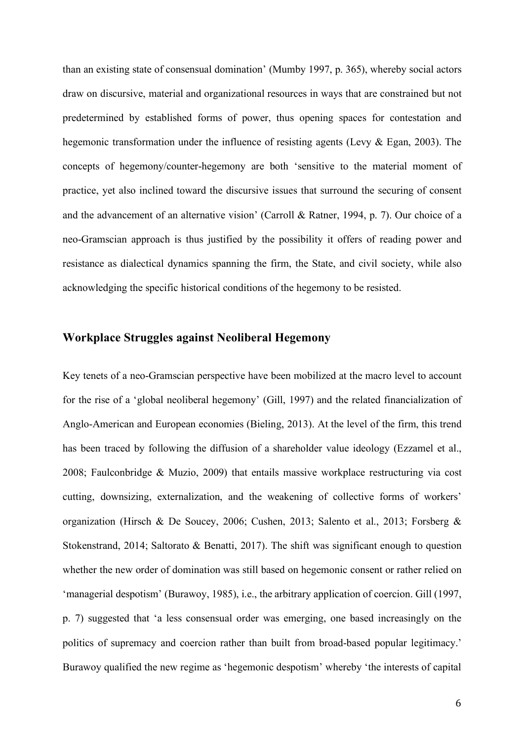than an existing state of consensual domination' (Mumby 1997, p. 365), whereby social actors draw on discursive, material and organizational resources in ways that are constrained but not predetermined by established forms of power, thus opening spaces for contestation and hegemonic transformation under the influence of resisting agents (Levy & Egan, 2003). The concepts of hegemony/counter-hegemony are both 'sensitive to the material moment of practice, yet also inclined toward the discursive issues that surround the securing of consent and the advancement of an alternative vision' (Carroll & Ratner, 1994, p. 7). Our choice of a neo-Gramscian approach is thus justified by the possibility it offers of reading power and resistance as dialectical dynamics spanning the firm, the State, and civil society, while also acknowledging the specific historical conditions of the hegemony to be resisted.

## Workplace Struggles against Neoliberal Hegemony

Key tenets of a neo-Gramscian perspective have been mobilized at the macro level to account for the rise of a 'global neoliberal hegemony' (Gill, 1997) and the related financialization of Anglo-American and European economies (Bieling, 2013). At the level of the firm, this trend has been traced by following the diffusion of a shareholder value ideology (Ezzamel et al., 2008; Faulconbridge & Muzio, 2009) that entails massive workplace restructuring via cost cutting, downsizing, externalization, and the weakening of collective forms of workers' organization (Hirsch & De Soucey, 2006; Cushen, 2013; Salento et al., 2013; Forsberg & Stokenstrand, 2014; Saltorato & Benatti, 2017). The shift was significant enough to question whether the new order of domination was still based on hegemonic consent or rather relied on 'managerial despotism' (Burawoy, 1985), i.e., the arbitrary application of coercion. Gill (1997, p. 7) suggested that 'a less consensual order was emerging, one based increasingly on the politics of supremacy and coercion rather than built from broad-based popular legitimacy.' Burawoy qualified the new regime as 'hegemonic despotism' whereby 'the interests of capital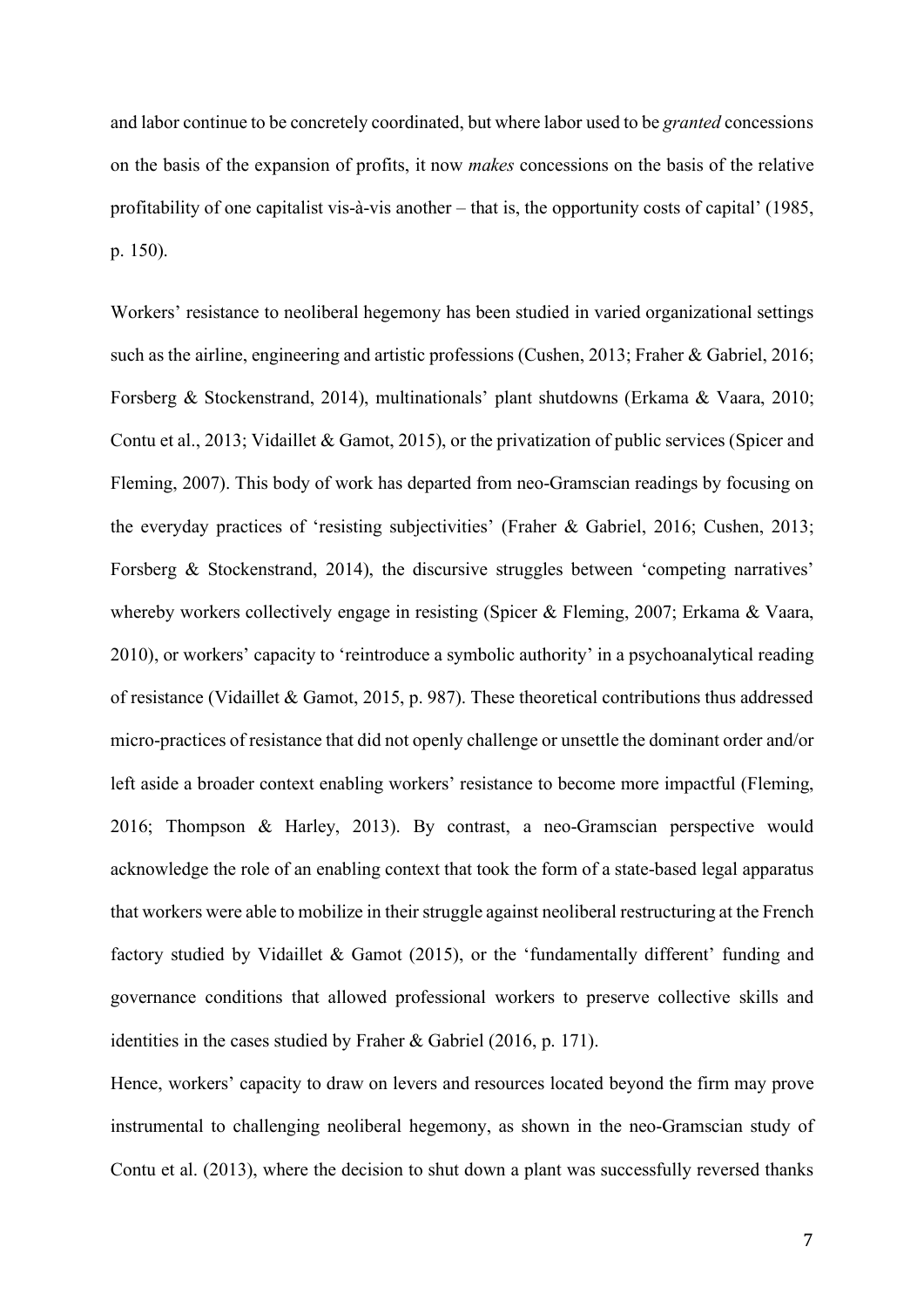and labor continue to be concretely coordinated, but where labor used to be *granted* concessions on the basis of the expansion of profits, it now *makes* concessions on the basis of the relative profitability of one capitalist vis-à-vis another – that is, the opportunity costs of capital' (1985, p. 150).

Workers' resistance to neoliberal hegemony has been studied in varied organizational settings such as the airline, engineering and artistic professions (Cushen, 2013; Fraher & Gabriel, 2016; Forsberg & Stockenstrand, 2014), multinationals' plant shutdowns (Erkama & Vaara, 2010; Contu et al., 2013; Vidaillet & Gamot, 2015), or the privatization of public services (Spicer and Fleming, 2007). This body of work has departed from neo-Gramscian readings by focusing on the everyday practices of 'resisting subjectivities' (Fraher & Gabriel, 2016; Cushen, 2013; Forsberg & Stockenstrand, 2014), the discursive struggles between 'competing narratives' whereby workers collectively engage in resisting (Spicer & Fleming, 2007; Erkama & Vaara, 2010), or workers' capacity to 'reintroduce a symbolic authority' in a psychoanalytical reading of resistance (Vidaillet & Gamot, 2015, p. 987). These theoretical contributions thus addressed micro-practices of resistance that did not openly challenge or unsettle the dominant order and/or left aside a broader context enabling workers' resistance to become more impactful (Fleming, 2016; Thompson & Harley, 2013). By contrast, a neo-Gramscian perspective would acknowledge the role of an enabling context that took the form of a state-based legal apparatus that workers were able to mobilize in their struggle against neoliberal restructuring at the French factory studied by Vidaillet & Gamot (2015), or the 'fundamentally different' funding and governance conditions that allowed professional workers to preserve collective skills and identities in the cases studied by Fraher & Gabriel (2016, p. 171).

Hence, workers' capacity to draw on levers and resources located beyond the firm may prove instrumental to challenging neoliberal hegemony, as shown in the neo-Gramscian study of Contu et al. (2013), where the decision to shut down a plant was successfully reversed thanks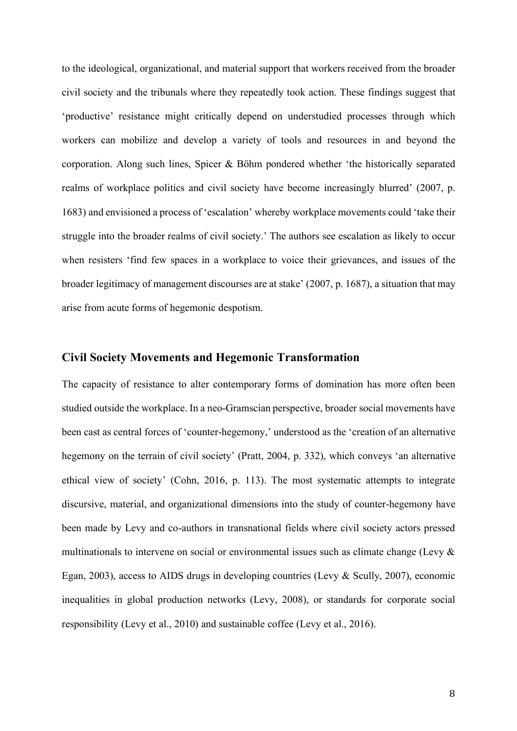to the ideological, organizational, and material support that workers received from the broader civil society and the tribunals where they repeatedly took action. These findings suggest that 'productive' resistance might critically depend on understudied processes through which workers can mobilize and develop a variety of tools and resources in and beyond the corporation. Along such lines, Spicer & Böhm pondered whether 'the historically separated realms of workplace politics and civil society have become increasingly blurred' (2007, p. 1683) and envisioned a process of 'escalation' whereby workplace movements could 'take their struggle into the broader realms of civil society.' The authors see escalation as likely to occur when resisters 'find few spaces in a workplace to voice their grievances, and issues of the broader legitimacy of management discourses are at stake' (2007, p. 1687), a situation that may arise from acute forms of hegemonic despotism.

## Civil Society Movements and Hegemonic Transformation

The capacity of resistance to alter contemporary forms of domination has more often been studied outside the workplace. In a neo-Gramscian perspective, broader social movements have been cast as central forces of 'counter-hegemony,' understood as the 'creation of an alternative hegemony on the terrain of civil society' (Pratt, 2004, p. 332), which conveys 'an alternative ethical view of society' (Cohn, 2016, p. 113). The most systematic attempts to integrate discursive, material, and organizational dimensions into the study of counter-hegemony have been made by Levy and co-authors in transnational fields where civil society actors pressed multinationals to intervene on social or environmental issues such as climate change (Levy & Egan, 2003), access to AIDS drugs in developing countries (Levy & Scully, 2007), economic inequalities in global production networks (Levy, 2008), or standards for corporate social responsibility (Levy et al., 2010) and sustainable coffee (Levy et al., 2016).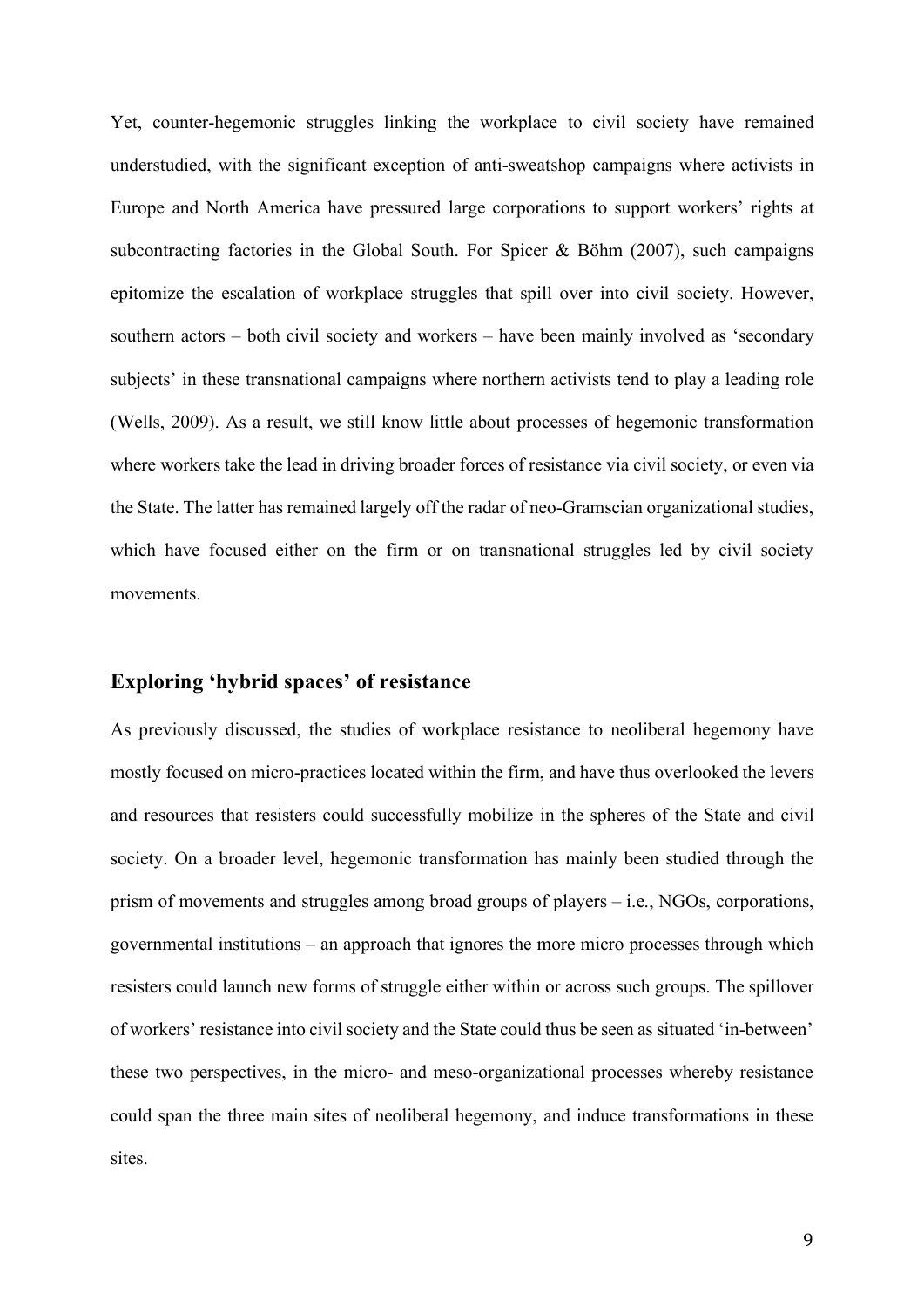Yet, counter-hegemonic struggles linking the workplace to civil society have remained understudied, with the significant exception of anti-sweatshop campaigns where activists in Europe and North America have pressured large corporations to support workers' rights at subcontracting factories in the Global South. For Spicer & Böhm (2007), such campaigns epitomize the escalation of workplace struggles that spill over into civil society. However, southern actors – both civil society and workers – have been mainly involved as 'secondary subjects' in these transnational campaigns where northern activists tend to play a leading role (Wells, 2009). As a result, we still know little about processes of hegemonic transformation where workers take the lead in driving broader forces of resistance via civil society, or even via the State. The latter has remained largely off the radar of neo-Gramscian organizational studies, which have focused either on the firm or on transnational struggles led by civil society movements.

## Exploring 'hybrid spaces' of resistance

As previously discussed, the studies of workplace resistance to neoliberal hegemony have mostly focused on micro-practices located within the firm, and have thus overlooked the levers and resources that resisters could successfully mobilize in the spheres of the State and civil society. On a broader level, hegemonic transformation has mainly been studied through the prism of movements and struggles among broad groups of players – i.e., NGOs, corporations, governmental institutions – an approach that ignores the more micro processes through which resisters could launch new forms of struggle either within or across such groups. The spillover of workers' resistance into civil society and the State could thus be seen as situated 'in-between' these two perspectives, in the micro- and meso-organizational processes whereby resistance could span the three main sites of neoliberal hegemony, and induce transformations in these sites.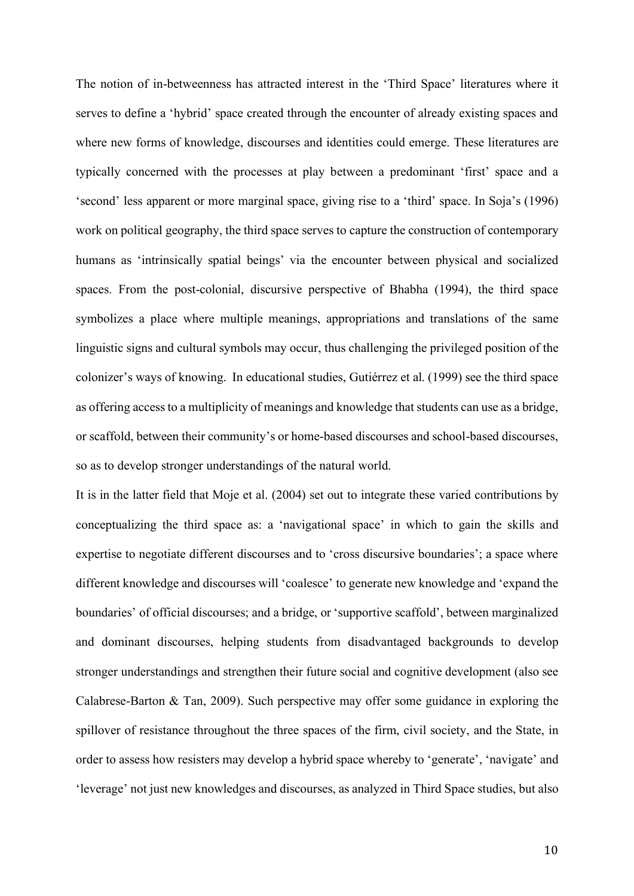The notion of in-betweenness has attracted interest in the 'Third Space' literatures where it serves to define a 'hybrid' space created through the encounter of already existing spaces and where new forms of knowledge, discourses and identities could emerge. These literatures are typically concerned with the processes at play between a predominant 'first' space and a 'second' less apparent or more marginal space, giving rise to a 'third' space. In Soja's (1996) work on political geography, the third space serves to capture the construction of contemporary humans as 'intrinsically spatial beings' via the encounter between physical and socialized spaces. From the post-colonial, discursive perspective of Bhabha (1994), the third space symbolizes a place where multiple meanings, appropriations and translations of the same linguistic signs and cultural symbols may occur, thus challenging the privileged position of the colonizer's ways of knowing. In educational studies, Gutiérrez et al. (1999) see the third space as offering access to a multiplicity of meanings and knowledge that students can use as a bridge, or scaffold, between their community's or home-based discourses and school-based discourses, so as to develop stronger understandings of the natural world.

It is in the latter field that Moje et al. (2004) set out to integrate these varied contributions by conceptualizing the third space as: a 'navigational space' in which to gain the skills and expertise to negotiate different discourses and to 'cross discursive boundaries'; a space where different knowledge and discourses will 'coalesce' to generate new knowledge and 'expand the boundaries' of official discourses; and a bridge, or 'supportive scaffold', between marginalized and dominant discourses, helping students from disadvantaged backgrounds to develop stronger understandings and strengthen their future social and cognitive development (also see Calabrese-Barton & Tan, 2009). Such perspective may offer some guidance in exploring the spillover of resistance throughout the three spaces of the firm, civil society, and the State, in order to assess how resisters may develop a hybrid space whereby to 'generate', 'navigate' and 'leverage' not just new knowledges and discourses, as analyzed in Third Space studies, but also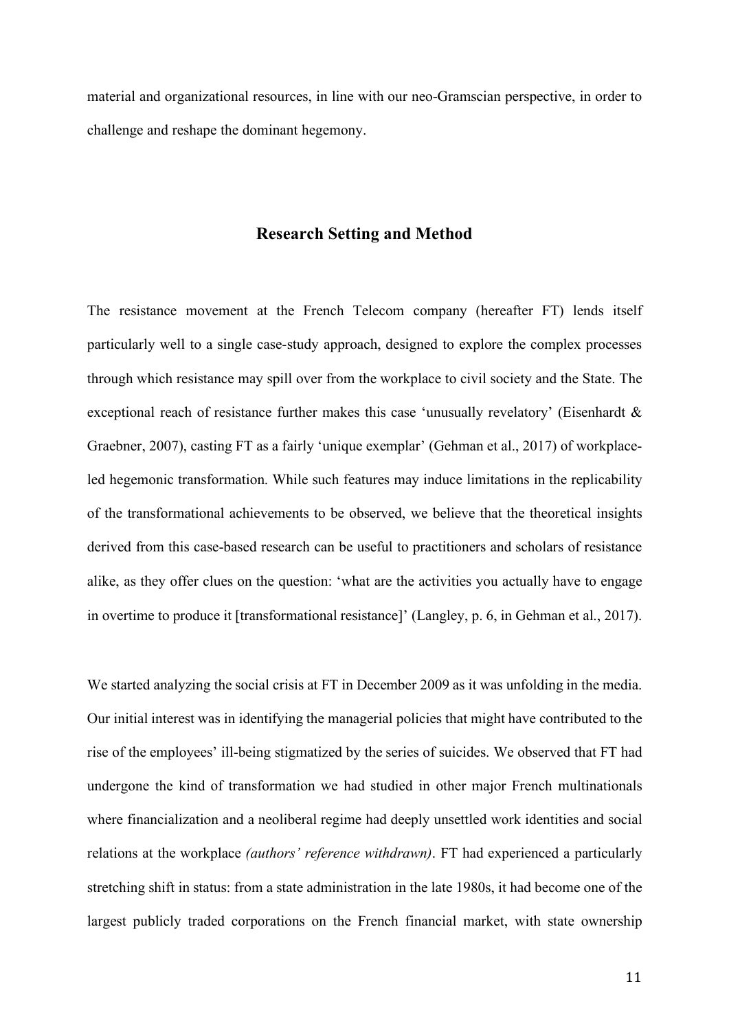material and organizational resources, in line with our neo-Gramscian perspective, in order to challenge and reshape the dominant hegemony.

## Research Setting and Method

The resistance movement at the French Telecom company (hereafter FT) lends itself particularly well to a single case-study approach, designed to explore the complex processes through which resistance may spill over from the workplace to civil society and the State. The exceptional reach of resistance further makes this case 'unusually revelatory' (Eisenhardt & Graebner, 2007), casting FT as a fairly 'unique exemplar' (Gehman et al., 2017) of workplace-led hegemonic transformation. While such features may induce limitations in the replicability of the transformational achievements to be observed, we believe that the theoretical insights derived from this case-based research can be useful to practitioners and scholars of resistance alike, as they offer clues on the question: 'what are the activities you actually have to engage in overtime to produce it [transformational resistance]' (Langley, p. 6, in Gehman et al., 2017).

We started analyzing the social crisis at FT in December 2009 as it was unfolding in the media. Our initial interest was in identifying the managerial policies that might have contributed to the rise of the employees' ill-being stigmatized by the series of suicides. We observed that FT had undergone the kind of transformation we had studied in other major French multinationals where financialization and a neoliberal regime had deeply unsettled work identities and social relations at the workplace *(authors' reference withdrawn)*. FT had experienced a particularly stretching shift in status: from a state administration in the late 1980s, it had become one of the largest publicly traded corporations on the French financial market, with state ownership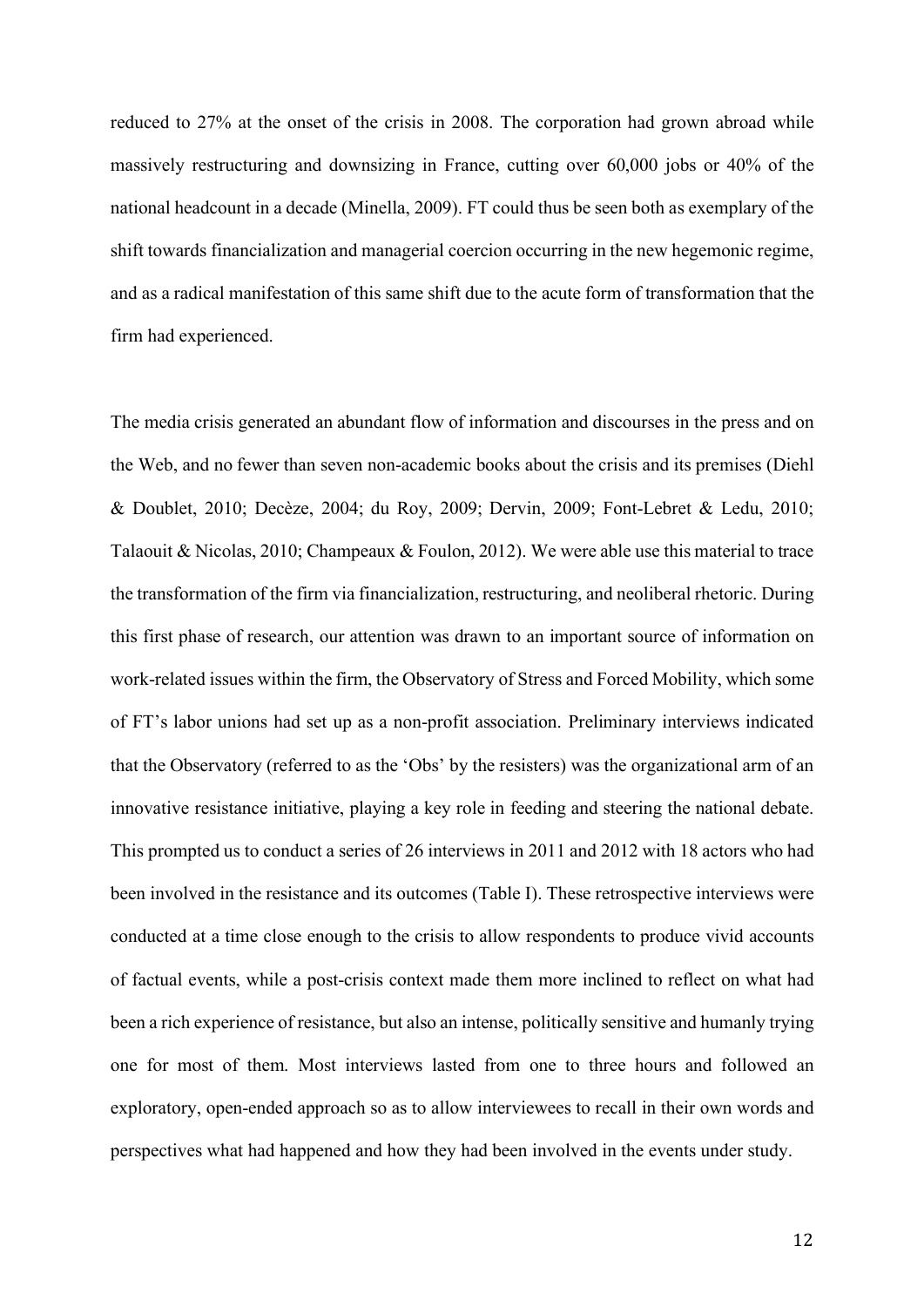reduced to 27% at the onset of the crisis in 2008. The corporation had grown abroad while massively restructuring and downsizing in France, cutting over 60,000 jobs or 40% of the national headcount in a decade (Minella, 2009). FT could thus be seen both as exemplary of the shift towards financialization and managerial coercion occurring in the new hegemonic regime, and as a radical manifestation of this same shift due to the acute form of transformation that the firm had experienced.

The media crisis generated an abundant flow of information and discourses in the press and on the Web, and no fewer than seven non-academic books about the crisis and its premises (Diehl & Doublet, 2010; Decèze, 2004; du Roy, 2009; Dervin, 2009; Font-Lebret & Ledu, 2010; Talaouit & Nicolas, 2010; Champeaux & Foulon, 2012). We were able use this material to trace the transformation of the firm via financialization, restructuring, and neoliberal rhetoric. During this first phase of research, our attention was drawn to an important source of information on work-related issues within the firm, the Observatory of Stress and Forced Mobility, which some of FT's labor unions had set up as a non-profit association. Preliminary interviews indicated that the Observatory (referred to as the 'Obs' by the resisters) was the organizational arm of an innovative resistance initiative, playing a key role in feeding and steering the national debate. This prompted us to conduct a series of 26 interviews in 2011 and 2012 with 18 actors who had been involved in the resistance and its outcomes (Table I). These retrospective interviews were conducted at a time close enough to the crisis to allow respondents to produce vivid accounts of factual events, while a post-crisis context made them more inclined to reflect on what had been a rich experience of resistance, but also an intense, politically sensitive and humanly trying one for most of them. Most interviews lasted from one to three hours and followed an exploratory, open-ended approach so as to allow interviewees to recall in their own words and perspectives what had happened and how they had been involved in the events under study.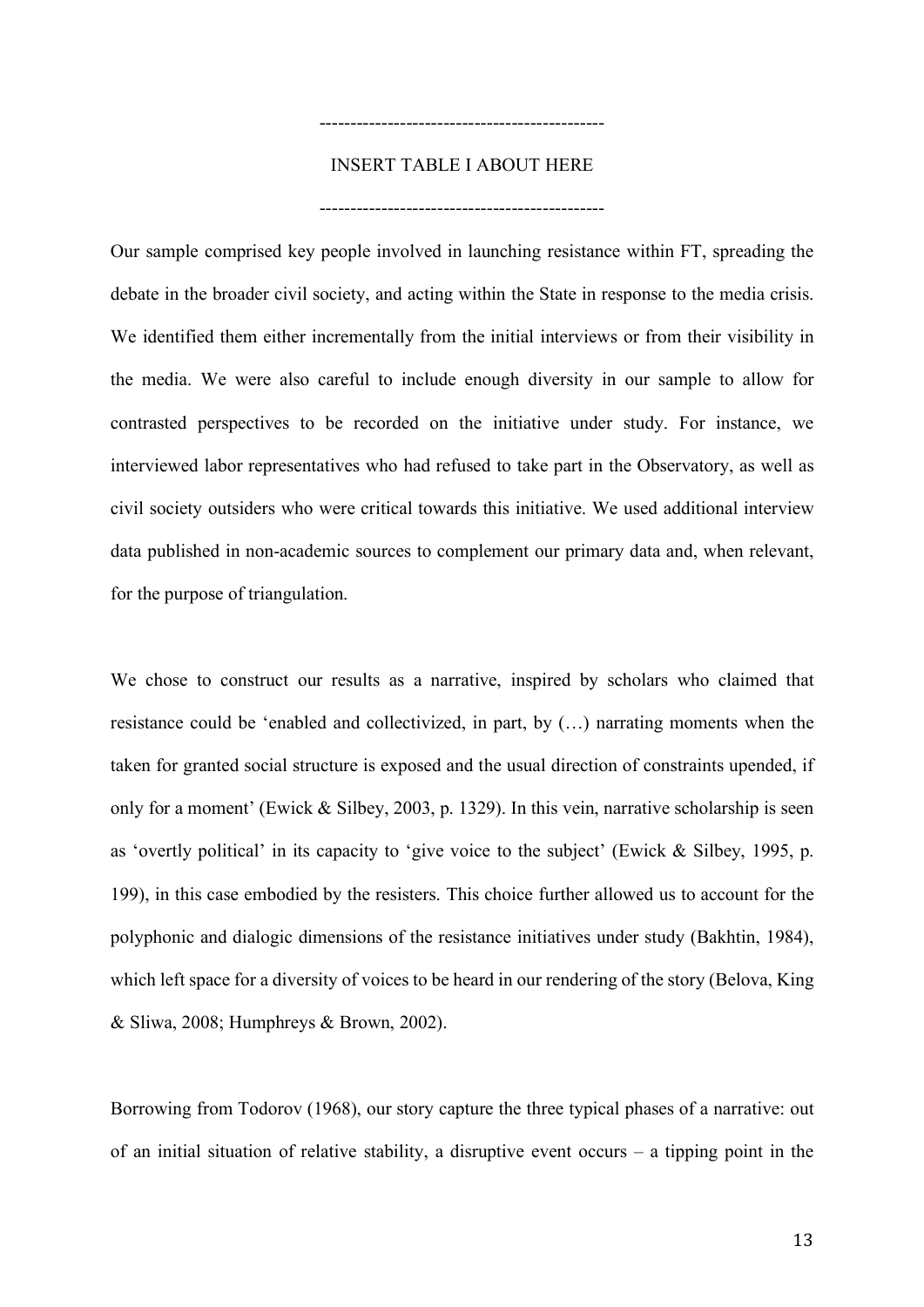---------------------------------------------

INSERT TABLE I ABOUT HERE

---------------------------------------------

Our sample comprised key people involved in launching resistance within FT, spreading the debate in the broader civil society, and acting within the State in response to the media crisis. We identified them either incrementally from the initial interviews or from their visibility in the media. We were also careful to include enough diversity in our sample to allow for contrasted perspectives to be recorded on the initiative under study. For instance, we interviewed labor representatives who had refused to take part in the Observatory, as well as civil society outsiders who were critical towards this initiative. We used additional interview data published in non-academic sources to complement our primary data and, when relevant, for the purpose of triangulation.

We chose to construct our results as a narrative, inspired by scholars who claimed that resistance could be 'enabled and collectivized, in part, by (…) narrating moments when the taken for granted social structure is exposed and the usual direction of constraints upended, if only for a moment' (Ewick & Silbey, 2003, p. 1329). In this vein, narrative scholarship is seen as 'overtly political' in its capacity to 'give voice to the subject' (Ewick & Silbey, 1995, p. 199), in this case embodied by the resisters. This choice further allowed us to account for the polyphonic and dialogic dimensions of the resistance initiatives under study (Bakhtin, 1984), which left space for a diversity of voices to be heard in our rendering of the story (Belova, King & Sliwa, 2008; Humphreys & Brown, 2002).

Borrowing from Todorov (1968), our story capture the three typical phases of a narrative: out of an initial situation of relative stability, a disruptive event occurs – a tipping point in the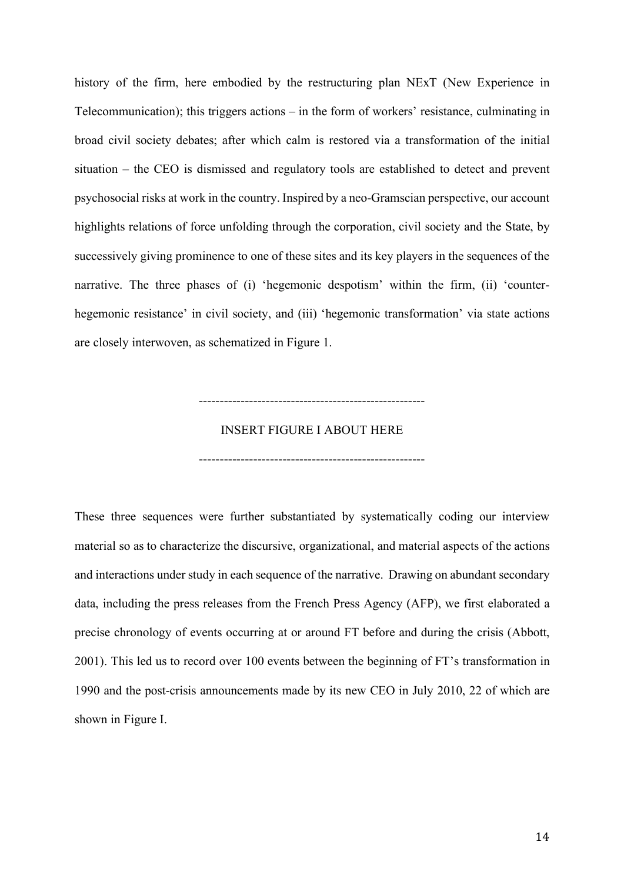history of the firm, here embodied by the restructuring plan NExT (New Experience in Telecommunication); this triggers actions – in the form of workers' resistance, culminating in broad civil society debates; after which calm is restored via a transformation of the initial situation – the CEO is dismissed and regulatory tools are established to detect and prevent psychosocial risks at work in the country. Inspired by a neo-Gramscian perspective, our account highlights relations of force unfolding through the corporation, civil society and the State, by successively giving prominence to one of these sites and its key players in the sequences of the narrative. The three phases of (i) 'hegemonic despotism' within the firm, (ii) 'counter-hegemonic resistance' in civil society, and (iii) 'hegemonic transformation' via state actions are closely interwoven, as schematized in Figure 1.

-----------------------------------------------------

INSERT FIGURE I ABOUT HERE

-----------------------------------------------------

These three sequences were further substantiated by systematically coding our interview material so as to characterize the discursive, organizational, and material aspects of the actions and interactions under study in each sequence of the narrative. Drawing on abundant secondary data, including the press releases from the French Press Agency (AFP), we first elaborated a precise chronology of events occurring at or around FT before and during the crisis (Abbott, 2001). This led us to record over 100 events between the beginning of FT's transformation in 1990 and the post-crisis announcements made by its new CEO in July 2010, 22 of which are shown in Figure I.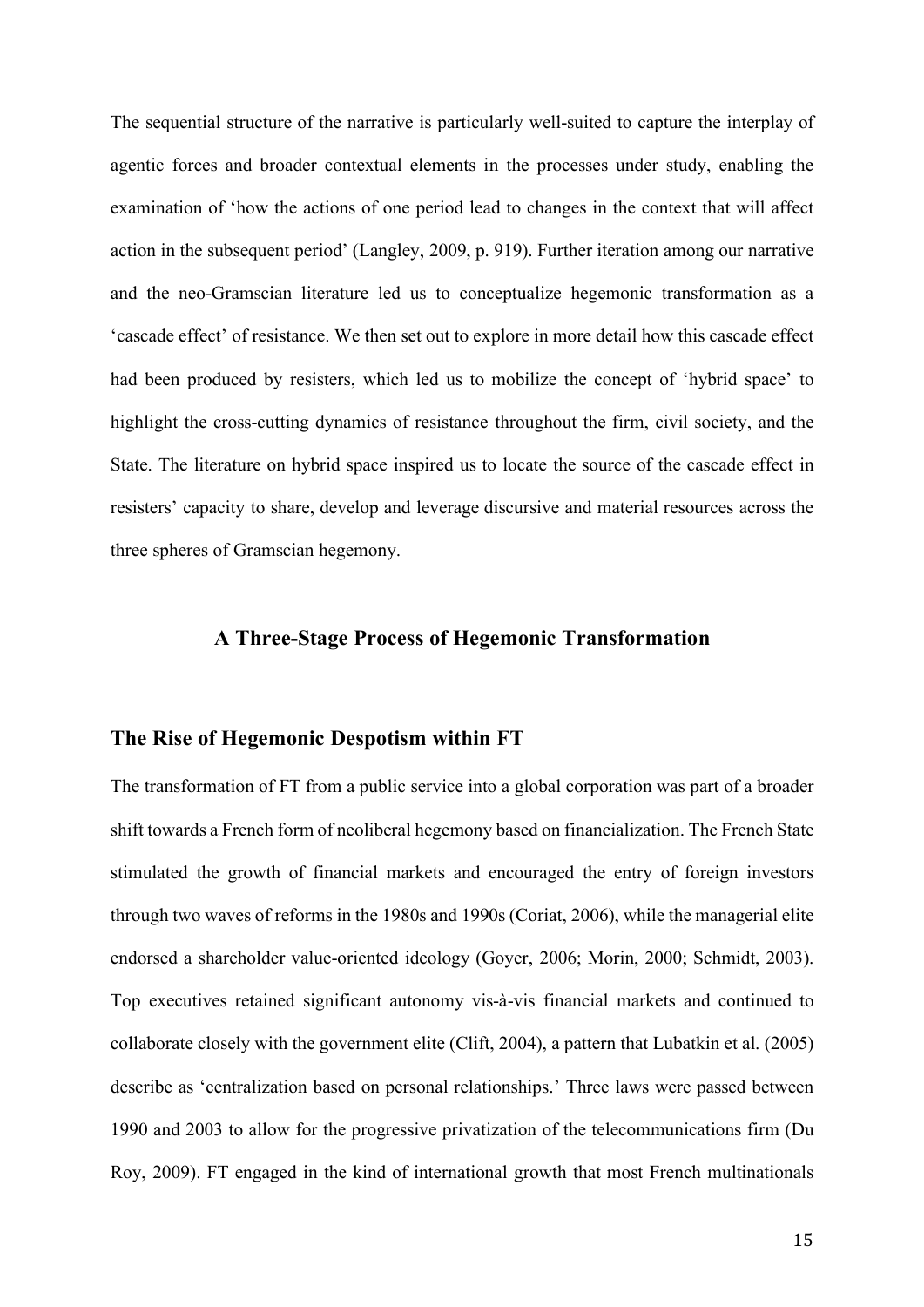The sequential structure of the narrative is particularly well-suited to capture the interplay of agentic forces and broader contextual elements in the processes under study, enabling the examination of 'how the actions of one period lead to changes in the context that will affect action in the subsequent period' (Langley, 2009, p. 919). Further iteration among our narrative and the neo-Gramscian literature led us to conceptualize hegemonic transformation as a 'cascade effect' of resistance. We then set out to explore in more detail how this cascade effect had been produced by resisters, which led us to mobilize the concept of 'hybrid space' to highlight the cross-cutting dynamics of resistance throughout the firm, civil society, and the State. The literature on hybrid space inspired us to locate the source of the cascade effect in resisters' capacity to share, develop and leverage discursive and material resources across the three spheres of Gramscian hegemony.

## A Three-Stage Process of Hegemonic Transformation

### The Rise of Hegemonic Despotism within FT

The transformation of FT from a public service into a global corporation was part of a broader shift towards a French form of neoliberal hegemony based on financialization. The French State stimulated the growth of financial markets and encouraged the entry of foreign investors through two waves of reforms in the 1980s and 1990s (Coriat, 2006), while the managerial elite endorsed a shareholder value-oriented ideology (Goyer, 2006; Morin, 2000; Schmidt, 2003). Top executives retained significant autonomy vis-à-vis financial markets and continued to collaborate closely with the government elite (Clift, 2004), a pattern that Lubatkin et al. (2005) describe as 'centralization based on personal relationships.' Three laws were passed between 1990 and 2003 to allow for the progressive privatization of the telecommunications firm (Du Roy, 2009). FT engaged in the kind of international growth that most French multinationals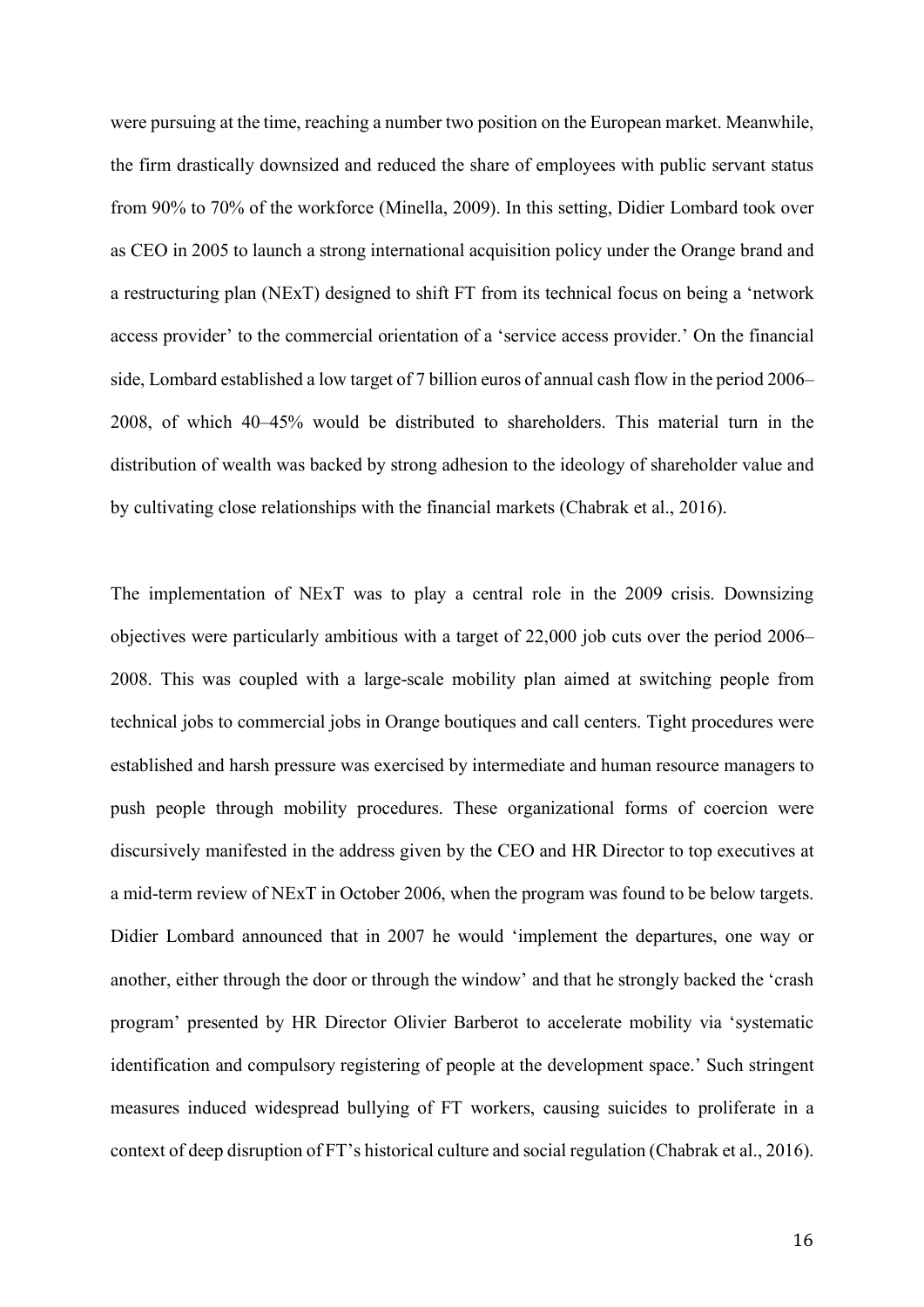were pursuing at the time, reaching a number two position on the European market. Meanwhile, the firm drastically downsized and reduced the share of employees with public servant status from 90% to 70% of the workforce (Minella, 2009). In this setting, Didier Lombard took over as CEO in 2005 to launch a strong international acquisition policy under the Orange brand and a restructuring plan (NExT) designed to shift FT from its technical focus on being a 'network access provider' to the commercial orientation of a 'service access provider.' On the financial side, Lombard established a low target of 7 billion euros of annual cash flow in the period 2006–2008, of which 40–45% would be distributed to shareholders. This material turn in the distribution of wealth was backed by strong adhesion to the ideology of shareholder value and by cultivating close relationships with the financial markets (Chabrak et al., 2016).

The implementation of NExT was to play a central role in the 2009 crisis. Downsizing objectives were particularly ambitious with a target of 22,000 job cuts over the period 2006–2008. This was coupled with a large-scale mobility plan aimed at switching people from technical jobs to commercial jobs in Orange boutiques and call centers. Tight procedures were established and harsh pressure was exercised by intermediate and human resource managers to push people through mobility procedures. These organizational forms of coercion were discursively manifested in the address given by the CEO and HR Director to top executives at a mid-term review of NExT in October 2006, when the program was found to be below targets. Didier Lombard announced that in 2007 he would 'implement the departures, one way or another, either through the door or through the window' and that he strongly backed the 'crash program' presented by HR Director Olivier Barberot to accelerate mobility via 'systematic identification and compulsory registering of people at the development space.' Such stringent measures induced widespread bullying of FT workers, causing suicides to proliferate in a context of deep disruption of FT's historical culture and social regulation (Chabrak et al., 2016).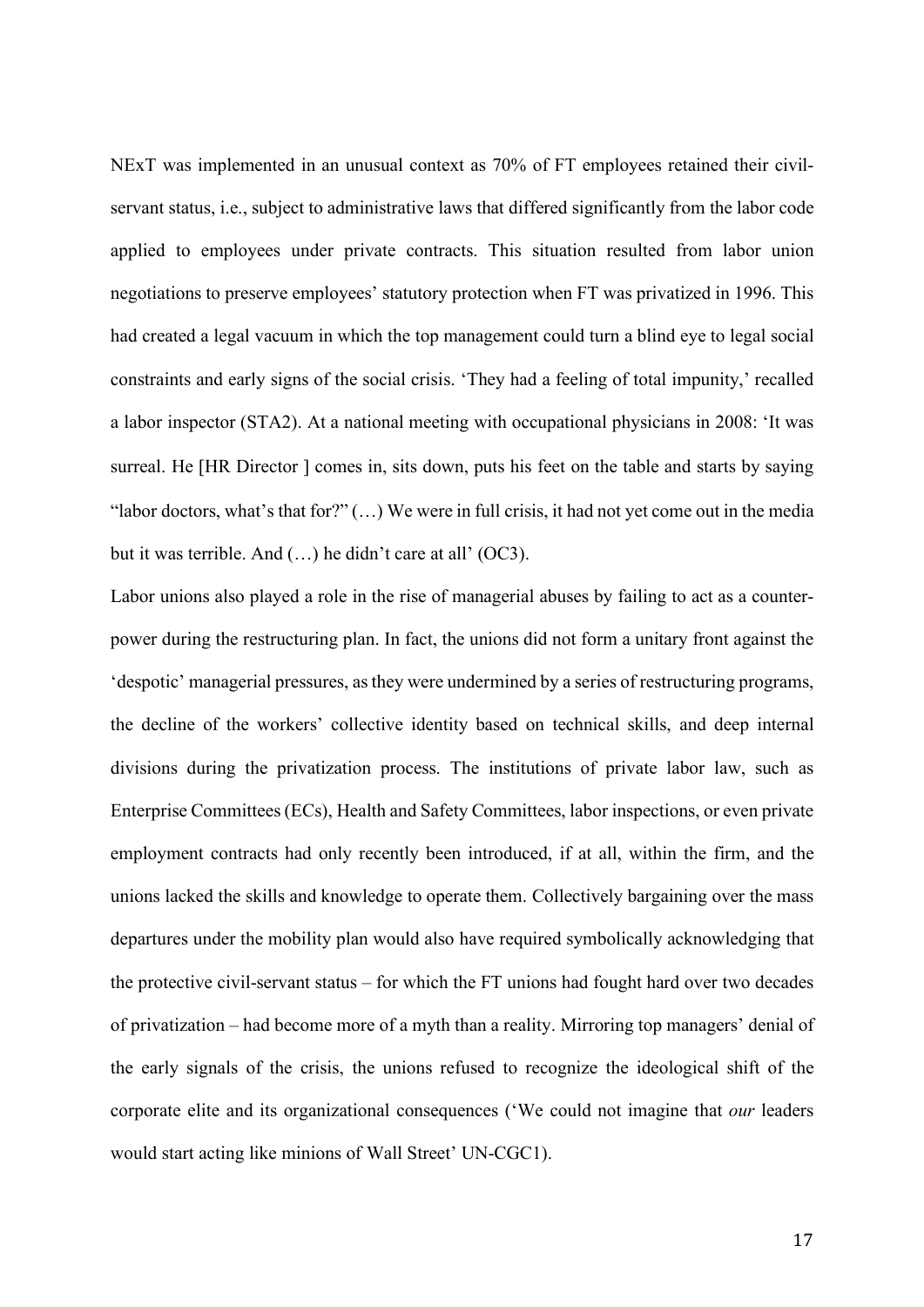NExT was implemented in an unusual context as 70% of FT employees retained their civil-servant status, i.e., subject to administrative laws that differed significantly from the labor code applied to employees under private contracts. This situation resulted from labor union negotiations to preserve employees' statutory protection when FT was privatized in 1996. This had created a legal vacuum in which the top management could turn a blind eye to legal social constraints and early signs of the social crisis. 'They had a feeling of total impunity,' recalled a labor inspector (STA2). At a national meeting with occupational physicians in 2008: 'It was surreal. He [HR Director ] comes in, sits down, puts his feet on the table and starts by saying "labor doctors, what's that for?" (…) We were in full crisis, it had not yet come out in the media but it was terrible. And (…) he didn't care at all' (OC3).

Labor unions also played a role in the rise of managerial abuses by failing to act as a counter-power during the restructuring plan. In fact, the unions did not form a unitary front against the 'despotic' managerial pressures, as they were undermined by a series of restructuring programs, the decline of the workers' collective identity based on technical skills, and deep internal divisions during the privatization process. The institutions of private labor law, such as Enterprise Committees (ECs), Health and Safety Committees, labor inspections, or even private employment contracts had only recently been introduced, if at all, within the firm, and the unions lacked the skills and knowledge to operate them. Collectively bargaining over the mass departures under the mobility plan would also have required symbolically acknowledging that the protective civil-servant status – for which the FT unions had fought hard over two decades of privatization – had become more of a myth than a reality. Mirroring top managers' denial of the early signals of the crisis, the unions refused to recognize the ideological shift of the corporate elite and its organizational consequences ('We could not imagine that *our* leaders would start acting like minions of Wall Street' UN-CGC1).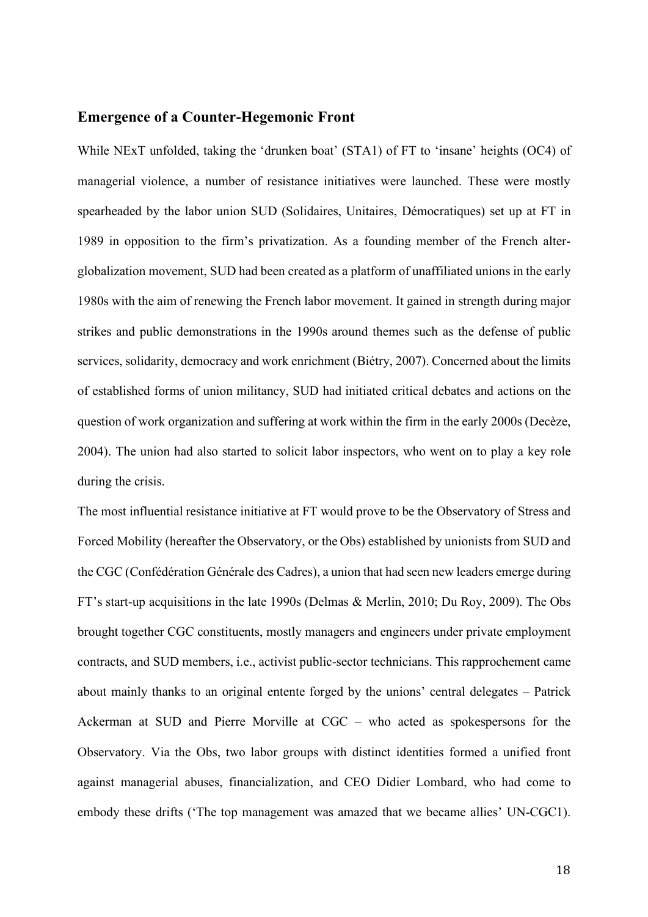## Emergence of a Counter-Hegemonic Front

While NExT unfolded, taking the 'drunken boat' (STA1) of FT to 'insane' heights (OC4) of managerial violence, a number of resistance initiatives were launched. These were mostly spearheaded by the labor union SUD (Solidaires, Unitaires, Démocratiques) set up at FT in 1989 in opposition to the firm's privatization. As a founding member of the French alter-globalization movement, SUD had been created as a platform of unaffiliated unions in the early 1980s with the aim of renewing the French labor movement. It gained in strength during major strikes and public demonstrations in the 1990s around themes such as the defense of public services, solidarity, democracy and work enrichment (Biétry, 2007). Concerned about the limits of established forms of union militancy, SUD had initiated critical debates and actions on the question of work organization and suffering at work within the firm in the early 2000s (Decèze, 2004). The union had also started to solicit labor inspectors, who went on to play a key role during the crisis.

The most influential resistance initiative at FT would prove to be the Observatory of Stress and Forced Mobility (hereafter the Observatory, or the Obs) established by unionists from SUD and the CGC (Confédération Générale des Cadres), a union that had seen new leaders emerge during FT's start-up acquisitions in the late 1990s (Delmas & Merlin, 2010; Du Roy, 2009). The Obs brought together CGC constituents, mostly managers and engineers under private employment contracts, and SUD members, i.e., activist public-sector technicians. This rapprochement came about mainly thanks to an original entente forged by the unions' central delegates – Patrick Ackerman at SUD and Pierre Morville at CGC – who acted as spokespersons for the Observatory. Via the Obs, two labor groups with distinct identities formed a unified front against managerial abuses, financialization, and CEO Didier Lombard, who had come to embody these drifts ('The top management was amazed that we became allies' UN-CGC1).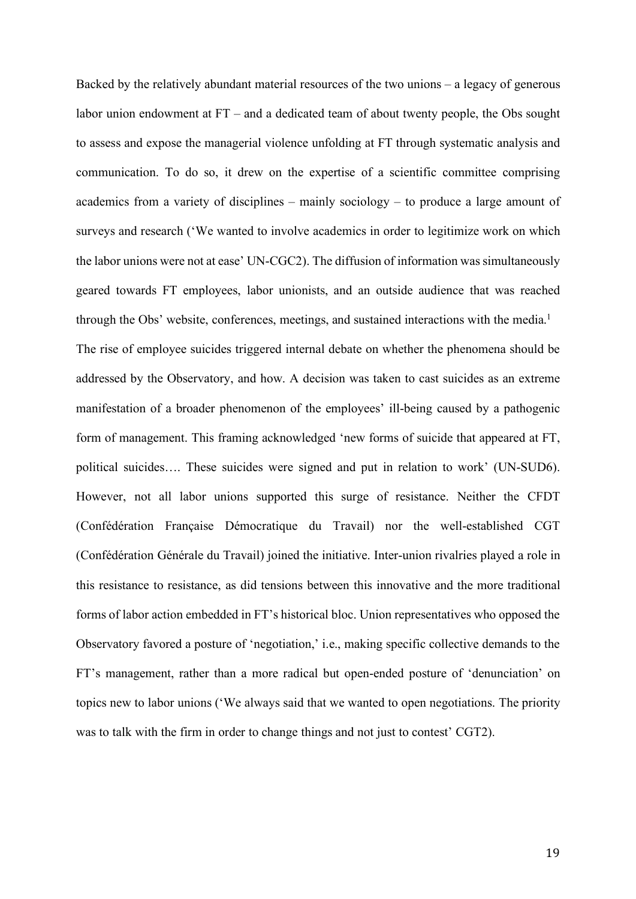Backed by the relatively abundant material resources of the two unions – a legacy of generous labor union endowment at FT – and a dedicated team of about twenty people, the Obs sought to assess and expose the managerial violence unfolding at FT through systematic analysis and communication. To do so, it drew on the expertise of a scientific committee comprising academics from a variety of disciplines – mainly sociology – to produce a large amount of surveys and research ('We wanted to involve academics in order to legitimize work on which the labor unions were not at ease' UN-CGC2). The diffusion of information was simultaneously geared towards FT employees, labor unionists, and an outside audience that was reached through the Obs' website, conferences, meetings, and sustained interactions with the media.[1]

The rise of employee suicides triggered internal debate on whether the phenomena should be addressed by the Observatory, and how. A decision was taken to cast suicides as an extreme manifestation of a broader phenomenon of the employees' ill-being caused by a pathogenic form of management. This framing acknowledged 'new forms of suicide that appeared at FT, political suicides…. These suicides were signed and put in relation to work' (UN-SUD6). However, not all labor unions supported this surge of resistance. Neither the CFDT (Confédération Française Démocratique du Travail) nor the well-established CGT (Confédération Générale du Travail) joined the initiative. Inter-union rivalries played a role in this resistance to resistance, as did tensions between this innovative and the more traditional forms of labor action embedded in FT's historical bloc. Union representatives who opposed the Observatory favored a posture of 'negotiation,' i.e., making specific collective demands to the FT's management, rather than a more radical but open-ended posture of 'denunciation' on topics new to labor unions ('We always said that we wanted to open negotiations. The priority was to talk with the firm in order to change things and not just to contest' CGT2).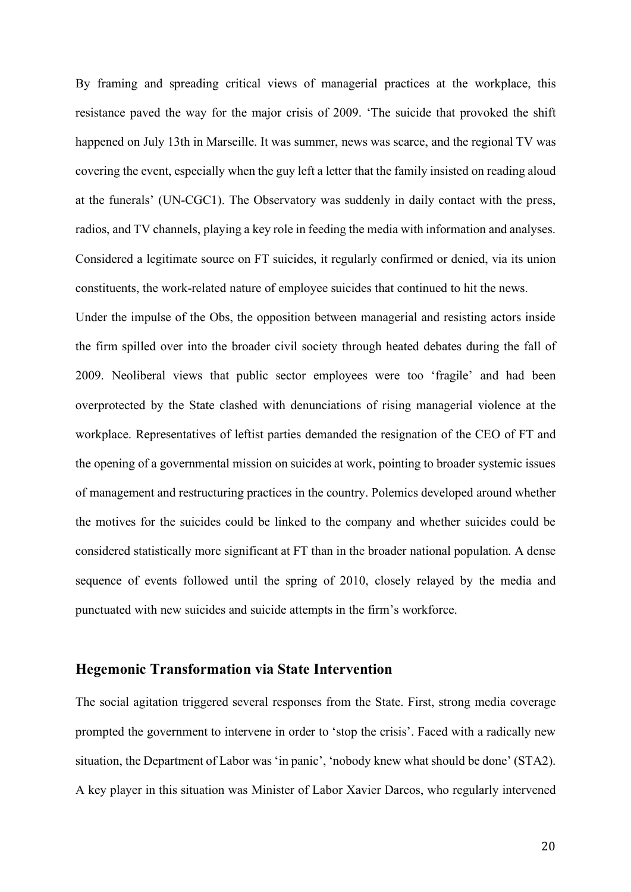By framing and spreading critical views of managerial practices at the workplace, this resistance paved the way for the major crisis of 2009. 'The suicide that provoked the shift happened on July 13th in Marseille. It was summer, news was scarce, and the regional TV was covering the event, especially when the guy left a letter that the family insisted on reading aloud at the funerals' (UN-CGC1). The Observatory was suddenly in daily contact with the press, radios, and TV channels, playing a key role in feeding the media with information and analyses. Considered a legitimate source on FT suicides, it regularly confirmed or denied, via its union constituents, the work-related nature of employee suicides that continued to hit the news.

Under the impulse of the Obs, the opposition between managerial and resisting actors inside the firm spilled over into the broader civil society through heated debates during the fall of 2009. Neoliberal views that public sector employees were too 'fragile' and had been overprotected by the State clashed with denunciations of rising managerial violence at the workplace. Representatives of leftist parties demanded the resignation of the CEO of FT and the opening of a governmental mission on suicides at work, pointing to broader systemic issues of management and restructuring practices in the country. Polemics developed around whether the motives for the suicides could be linked to the company and whether suicides could be considered statistically more significant at FT than in the broader national population. A dense sequence of events followed until the spring of 2010, closely relayed by the media and punctuated with new suicides and suicide attempts in the firm's workforce.

## Hegemonic Transformation via State Intervention

The social agitation triggered several responses from the State. First, strong media coverage prompted the government to intervene in order to 'stop the crisis'. Faced with a radically new situation, the Department of Labor was 'in panic', 'nobody knew what should be done' (STA2). A key player in this situation was Minister of Labor Xavier Darcos, who regularly intervened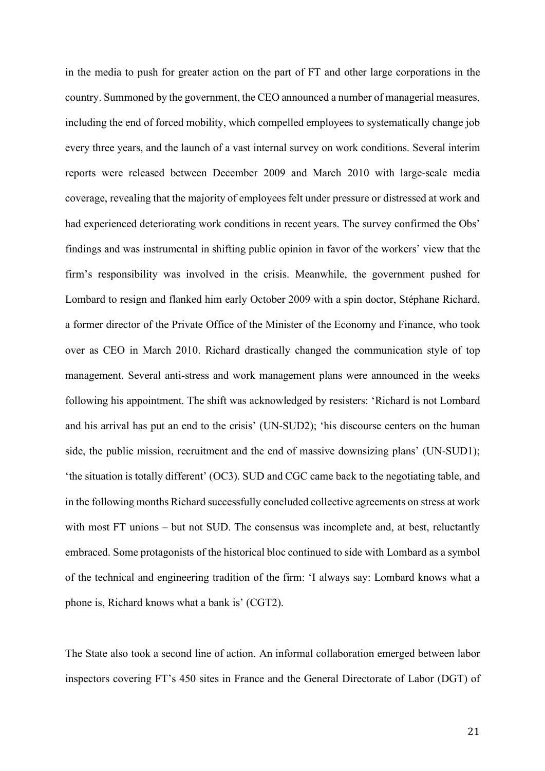in the media to push for greater action on the part of FT and other large corporations in the country. Summoned by the government, the CEO announced a number of managerial measures, including the end of forced mobility, which compelled employees to systematically change job every three years, and the launch of a vast internal survey on work conditions. Several interim reports were released between December 2009 and March 2010 with large-scale media coverage, revealing that the majority of employees felt under pressure or distressed at work and had experienced deteriorating work conditions in recent years. The survey confirmed the Obs' findings and was instrumental in shifting public opinion in favor of the workers' view that the firm's responsibility was involved in the crisis. Meanwhile, the government pushed for Lombard to resign and flanked him early October 2009 with a spin doctor, Stéphane Richard, a former director of the Private Office of the Minister of the Economy and Finance, who took over as CEO in March 2010. Richard drastically changed the communication style of top management. Several anti-stress and work management plans were announced in the weeks following his appointment. The shift was acknowledged by resisters: 'Richard is not Lombard and his arrival has put an end to the crisis' (UN-SUD2); 'his discourse centers on the human side, the public mission, recruitment and the end of massive downsizing plans' (UN-SUD1); 'the situation is totally different' (OC3). SUD and CGC came back to the negotiating table, and in the following months Richard successfully concluded collective agreements on stress at work with most FT unions – but not SUD. The consensus was incomplete and, at best, reluctantly embraced. Some protagonists of the historical bloc continued to side with Lombard as a symbol of the technical and engineering tradition of the firm: 'I always say: Lombard knows what a phone is, Richard knows what a bank is' (CGT2).

The State also took a second line of action. An informal collaboration emerged between labor inspectors covering FT's 450 sites in France and the General Directorate of Labor (DGT) of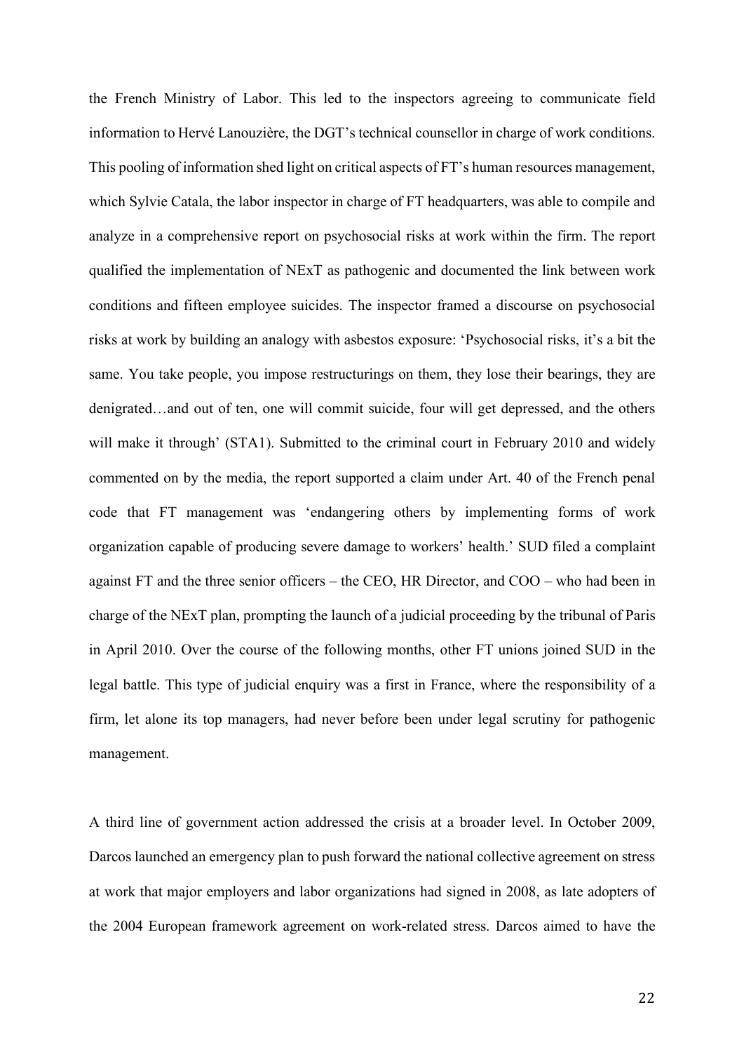the French Ministry of Labor. This led to the inspectors agreeing to communicate field information to Hervé Lanouzière, the DGT's technical counsellor in charge of work conditions. This pooling of information shed light on critical aspects of FT's human resources management, which Sylvie Catala, the labor inspector in charge of FT headquarters, was able to compile and analyze in a comprehensive report on psychosocial risks at work within the firm. The report qualified the implementation of NExT as pathogenic and documented the link between work conditions and fifteen employee suicides. The inspector framed a discourse on psychosocial risks at work by building an analogy with asbestos exposure: 'Psychosocial risks, it's a bit the same. You take people, you impose restructurings on them, they lose their bearings, they are denigrated…and out of ten, one will commit suicide, four will get depressed, and the others will make it through' (STA1). Submitted to the criminal court in February 2010 and widely commented on by the media, the report supported a claim under Art. 40 of the French penal code that FT management was 'endangering others by implementing forms of work organization capable of producing severe damage to workers' health.' SUD filed a complaint against FT and the three senior officers – the CEO, HR Director, and COO – who had been in charge of the NExT plan, prompting the launch of a judicial proceeding by the tribunal of Paris in April 2010. Over the course of the following months, other FT unions joined SUD in the legal battle. This type of judicial enquiry was a first in France, where the responsibility of a firm, let alone its top managers, had never before been under legal scrutiny for pathogenic management.

A third line of government action addressed the crisis at a broader level. In October 2009, Darcos launched an emergency plan to push forward the national collective agreement on stress at work that major employers and labor organizations had signed in 2008, as late adopters of the 2004 European framework agreement on work-related stress. Darcos aimed to have the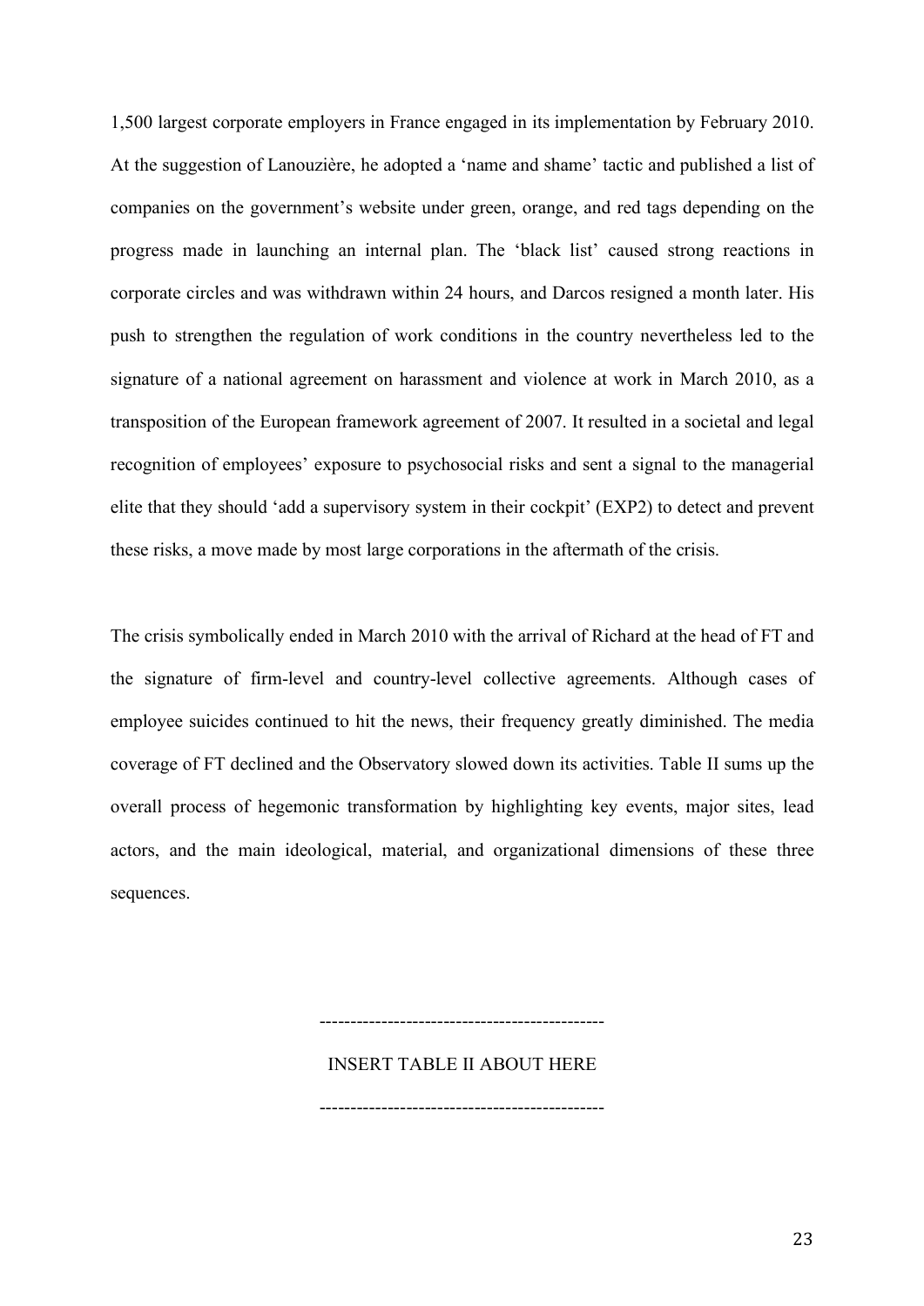1,500 largest corporate employers in France engaged in its implementation by February 2010. At the suggestion of Lanouzière, he adopted a 'name and shame' tactic and published a list of companies on the government's website under green, orange, and red tags depending on the progress made in launching an internal plan. The 'black list' caused strong reactions in corporate circles and was withdrawn within 24 hours, and Darcos resigned a month later. His push to strengthen the regulation of work conditions in the country nevertheless led to the signature of a national agreement on harassment and violence at work in March 2010, as a transposition of the European framework agreement of 2007. It resulted in a societal and legal recognition of employees' exposure to psychosocial risks and sent a signal to the managerial elite that they should 'add a supervisory system in their cockpit' (EXP2) to detect and prevent these risks, a move made by most large corporations in the aftermath of the crisis.

The crisis symbolically ended in March 2010 with the arrival of Richard at the head of FT and the signature of firm-level and country-level collective agreements. Although cases of employee suicides continued to hit the news, their frequency greatly diminished. The media coverage of FT declined and the Observatory slowed down its activities. Table II sums up the overall process of hegemonic transformation by highlighting key events, major sites, lead actors, and the main ideological, material, and organizational dimensions of these three sequences.

---------------------------------------------

INSERT TABLE II ABOUT HERE

---------------------------------------------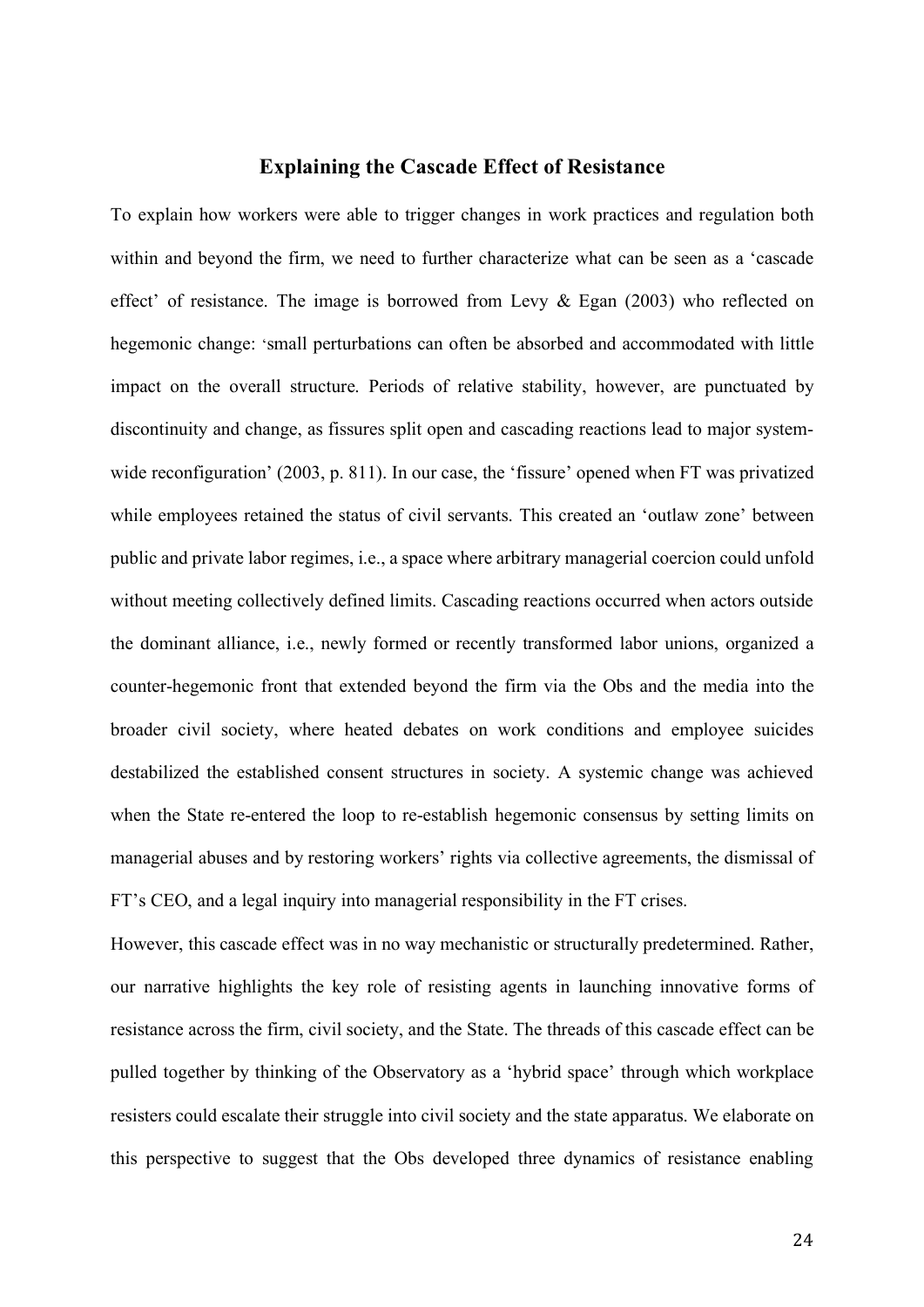## Explaining the Cascade Effect of Resistance

To explain how workers were able to trigger changes in work practices and regulation both within and beyond the firm, we need to further characterize what can be seen as a 'cascade effect' of resistance. The image is borrowed from Levy & Egan (2003) who reflected on hegemonic change: 'small perturbations can often be absorbed and accommodated with little impact on the overall structure. Periods of relative stability, however, are punctuated by discontinuity and change, as fissures split open and cascading reactions lead to major system-wide reconfiguration' (2003, p. 811). In our case, the 'fissure' opened when FT was privatized while employees retained the status of civil servants. This created an 'outlaw zone' between public and private labor regimes, i.e., a space where arbitrary managerial coercion could unfold without meeting collectively defined limits. Cascading reactions occurred when actors outside the dominant alliance, i.e., newly formed or recently transformed labor unions, organized a counter-hegemonic front that extended beyond the firm via the Obs and the media into the broader civil society, where heated debates on work conditions and employee suicides destabilized the established consent structures in society. A systemic change was achieved when the State re-entered the loop to re-establish hegemonic consensus by setting limits on managerial abuses and by restoring workers' rights via collective agreements, the dismissal of FT's CEO, and a legal inquiry into managerial responsibility in the FT crises.

However, this cascade effect was in no way mechanistic or structurally predetermined. Rather, our narrative highlights the key role of resisting agents in launching innovative forms of resistance across the firm, civil society, and the State. The threads of this cascade effect can be pulled together by thinking of the Observatory as a 'hybrid space' through which workplace resisters could escalate their struggle into civil society and the state apparatus. We elaborate on this perspective to suggest that the Obs developed three dynamics of resistance enabling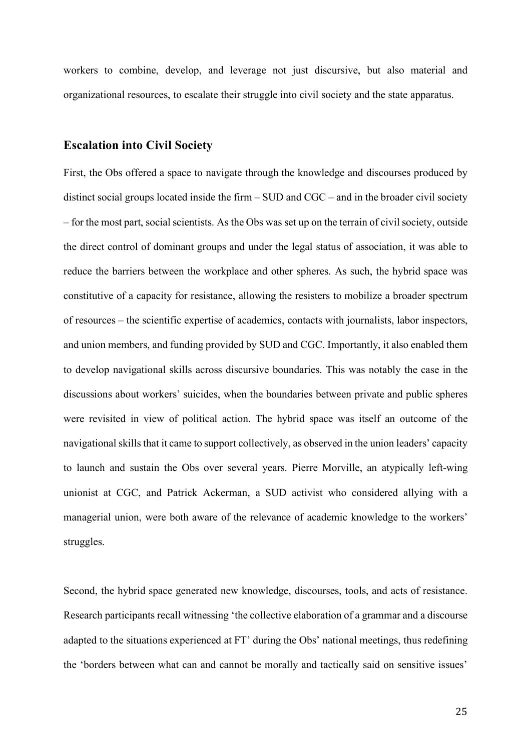workers to combine, develop, and leverage not just discursive, but also material and organizational resources, to escalate their struggle into civil society and the state apparatus.

## Escalation into Civil Society

First, the Obs offered a space to navigate through the knowledge and discourses produced by distinct social groups located inside the firm – SUD and CGC – and in the broader civil society – for the most part, social scientists. As the Obs was set up on the terrain of civil society, outside the direct control of dominant groups and under the legal status of association, it was able to reduce the barriers between the workplace and other spheres. As such, the hybrid space was constitutive of a capacity for resistance, allowing the resisters to mobilize a broader spectrum of resources – the scientific expertise of academics, contacts with journalists, labor inspectors, and union members, and funding provided by SUD and CGC. Importantly, it also enabled them to develop navigational skills across discursive boundaries. This was notably the case in the discussions about workers' suicides, when the boundaries between private and public spheres were revisited in view of political action. The hybrid space was itself an outcome of the navigational skills that it came to support collectively, as observed in the union leaders' capacity to launch and sustain the Obs over several years. Pierre Morville, an atypically left-wing unionist at CGC, and Patrick Ackerman, a SUD activist who considered allying with a managerial union, were both aware of the relevance of academic knowledge to the workers' struggles.

Second, the hybrid space generated new knowledge, discourses, tools, and acts of resistance. Research participants recall witnessing 'the collective elaboration of a grammar and a discourse adapted to the situations experienced at FT' during the Obs' national meetings, thus redefining the 'borders between what can and cannot be morally and tactically said on sensitive issues'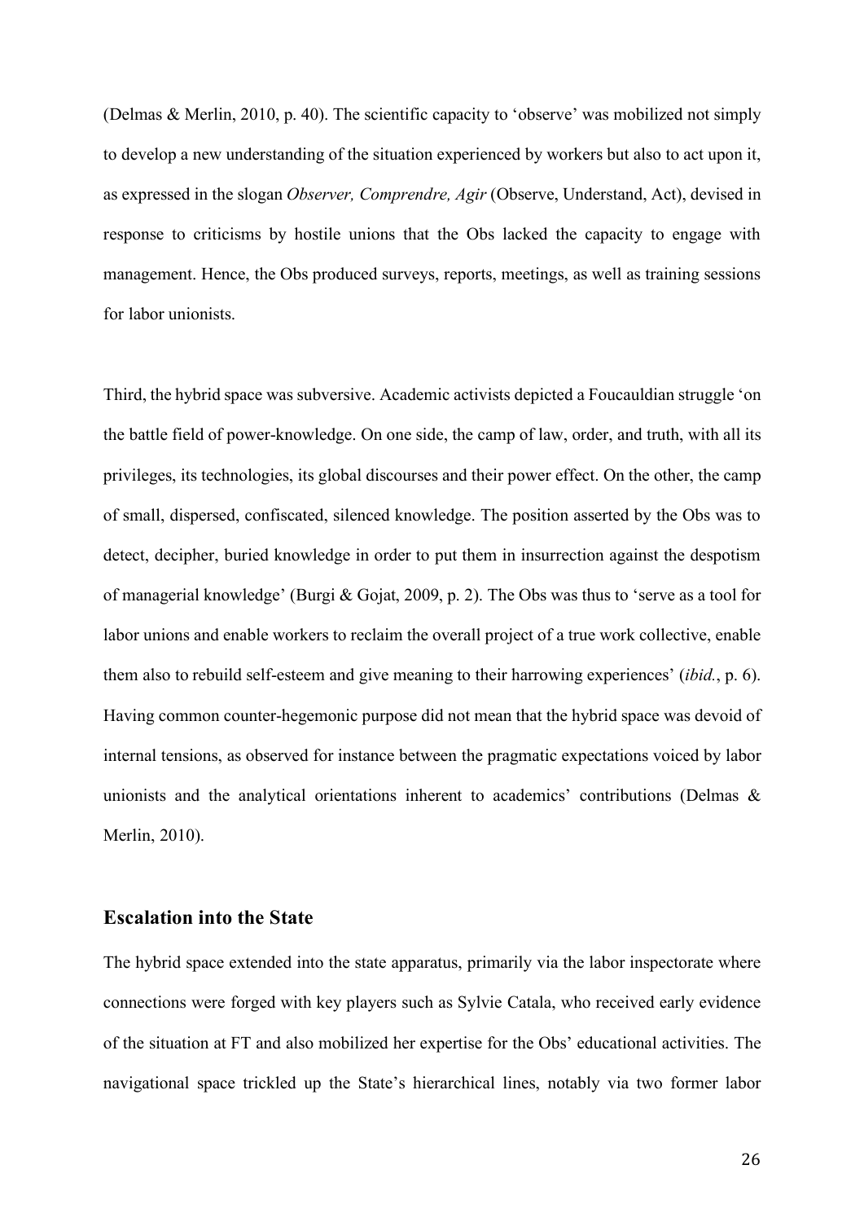(Delmas & Merlin, 2010, p. 40). The scientific capacity to 'observe' was mobilized not simply to develop a new understanding of the situation experienced by workers but also to act upon it, as expressed in the slogan *Observer, Comprendre, Agir* (Observe, Understand, Act), devised in response to criticisms by hostile unions that the Obs lacked the capacity to engage with management. Hence, the Obs produced surveys, reports, meetings, as well as training sessions for labor unionists.

Third, the hybrid space was subversive. Academic activists depicted a Foucauldian struggle 'on the battle field of power-knowledge. On one side, the camp of law, order, and truth, with all its privileges, its technologies, its global discourses and their power effect. On the other, the camp of small, dispersed, confiscated, silenced knowledge. The position asserted by the Obs was to detect, decipher, buried knowledge in order to put them in insurrection against the despotism of managerial knowledge' (Burgi & Gojat, 2009, p. 2). The Obs was thus to 'serve as a tool for labor unions and enable workers to reclaim the overall project of a true work collective, enable them also to rebuild self-esteem and give meaning to their harrowing experiences' (*ibid.*, p. 6). Having common counter-hegemonic purpose did not mean that the hybrid space was devoid of internal tensions, as observed for instance between the pragmatic expectations voiced by labor unionists and the analytical orientations inherent to academics' contributions (Delmas & Merlin, 2010).

## Escalation into the State

The hybrid space extended into the state apparatus, primarily via the labor inspectorate where connections were forged with key players such as Sylvie Catala, who received early evidence of the situation at FT and also mobilized her expertise for the Obs' educational activities. The navigational space trickled up the State's hierarchical lines, notably via two former labor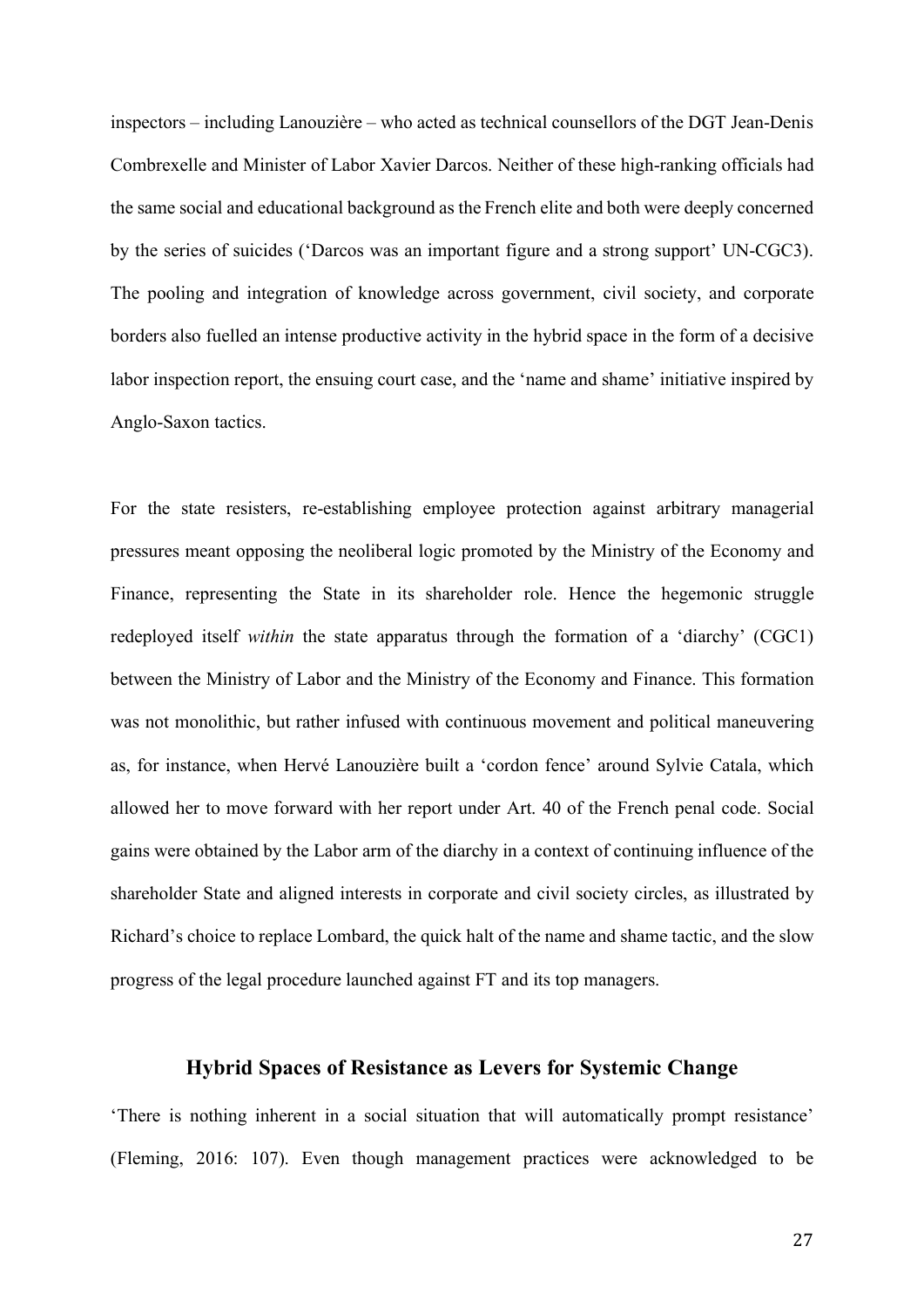inspectors – including Lanouzière – who acted as technical counsellors of the DGT Jean-Denis Combrexelle and Minister of Labor Xavier Darcos. Neither of these high-ranking officials had the same social and educational background as the French elite and both were deeply concerned by the series of suicides ('Darcos was an important figure and a strong support' UN-CGC3). The pooling and integration of knowledge across government, civil society, and corporate borders also fuelled an intense productive activity in the hybrid space in the form of a decisive labor inspection report, the ensuing court case, and the 'name and shame' initiative inspired by Anglo-Saxon tactics.

For the state resisters, re-establishing employee protection against arbitrary managerial pressures meant opposing the neoliberal logic promoted by the Ministry of the Economy and Finance, representing the State in its shareholder role. Hence the hegemonic struggle redeployed itself *within* the state apparatus through the formation of a 'diarchy' (CGC1) between the Ministry of Labor and the Ministry of the Economy and Finance. This formation was not monolithic, but rather infused with continuous movement and political maneuvering as, for instance, when Hervé Lanouzière built a 'cordon fence' around Sylvie Catala, which allowed her to move forward with her report under Art. 40 of the French penal code. Social gains were obtained by the Labor arm of the diarchy in a context of continuing influence of the shareholder State and aligned interests in corporate and civil society circles, as illustrated by Richard's choice to replace Lombard, the quick halt of the name and shame tactic, and the slow progress of the legal procedure launched against FT and its top managers.

## Hybrid Spaces of Resistance as Levers for Systemic Change

'There is nothing inherent in a social situation that will automatically prompt resistance' (Fleming, 2016: 107). Even though management practices were acknowledged to be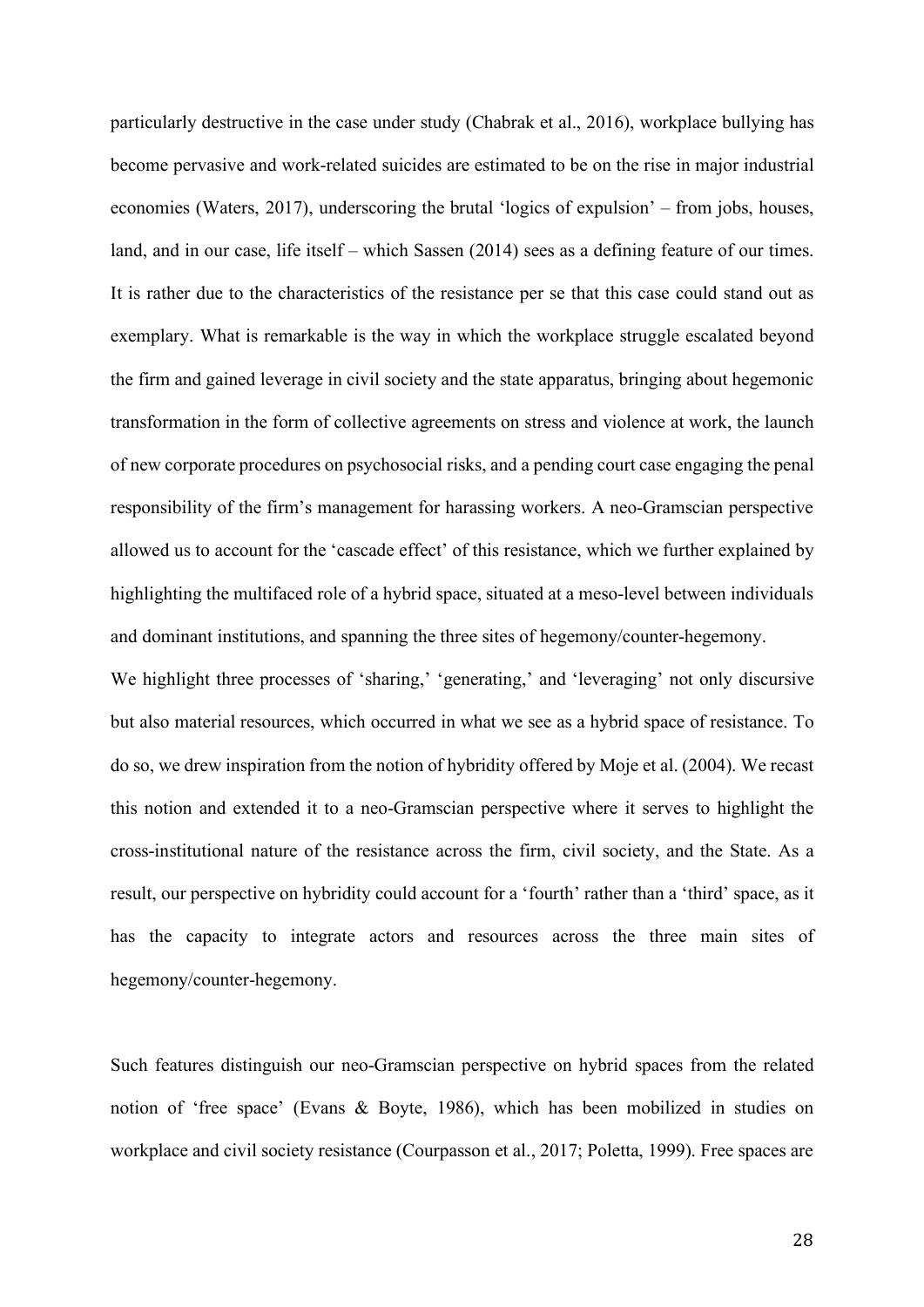particularly destructive in the case under study (Chabrak et al., 2016), workplace bullying has become pervasive and work-related suicides are estimated to be on the rise in major industrial economies (Waters, 2017), underscoring the brutal 'logics of expulsion' – from jobs, houses, land, and in our case, life itself – which Sassen (2014) sees as a defining feature of our times. It is rather due to the characteristics of the resistance per se that this case could stand out as exemplary. What is remarkable is the way in which the workplace struggle escalated beyond the firm and gained leverage in civil society and the state apparatus, bringing about hegemonic transformation in the form of collective agreements on stress and violence at work, the launch of new corporate procedures on psychosocial risks, and a pending court case engaging the penal responsibility of the firm's management for harassing workers. A neo-Gramscian perspective allowed us to account for the 'cascade effect' of this resistance, which we further explained by highlighting the multifaced role of a hybrid space, situated at a meso-level between individuals and dominant institutions, and spanning the three sites of hegemony/counter-hegemony.

We highlight three processes of 'sharing,' 'generating,' and 'leveraging' not only discursive but also material resources, which occurred in what we see as a hybrid space of resistance. To do so, we drew inspiration from the notion of hybridity offered by Moje et al. (2004). We recast this notion and extended it to a neo-Gramscian perspective where it serves to highlight the cross-institutional nature of the resistance across the firm, civil society, and the State. As a result, our perspective on hybridity could account for a 'fourth' rather than a 'third' space, as it has the capacity to integrate actors and resources across the three main sites of hegemony/counter-hegemony.

Such features distinguish our neo-Gramscian perspective on hybrid spaces from the related notion of 'free space' (Evans & Boyte, 1986), which has been mobilized in studies on workplace and civil society resistance (Courpasson et al., 2017; Poletta, 1999). Free spaces are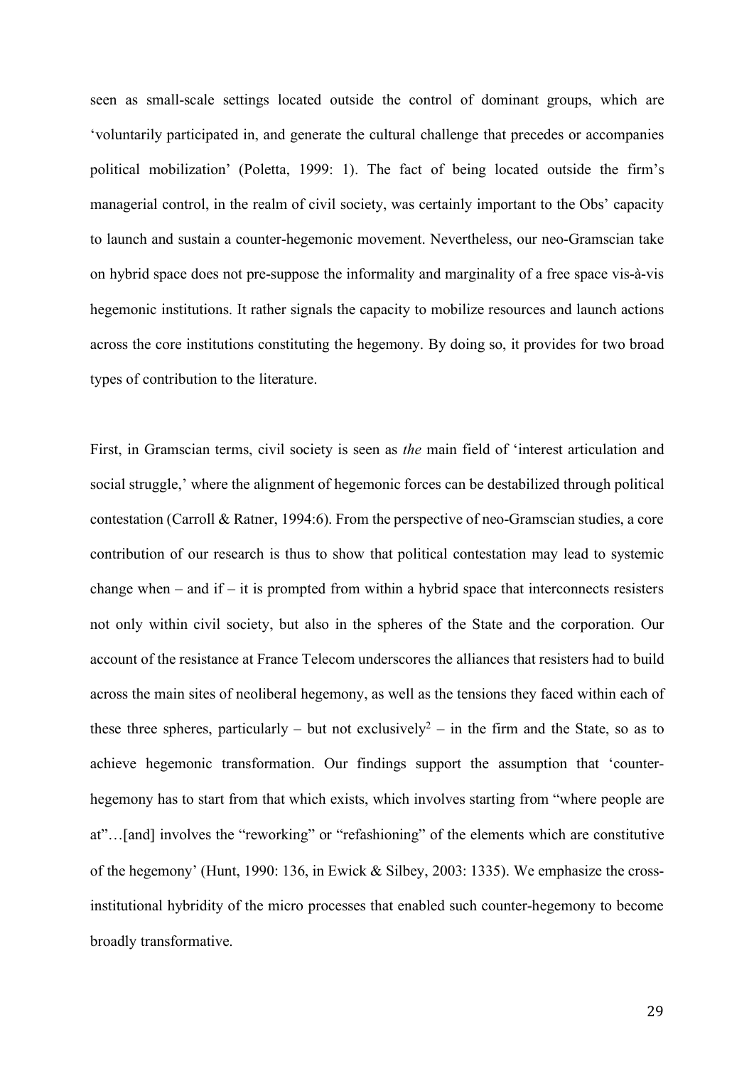seen as small-scale settings located outside the control of dominant groups, which are 'voluntarily participated in, and generate the cultural challenge that precedes or accompanies political mobilization' (Poletta, 1999: 1). The fact of being located outside the firm's managerial control, in the realm of civil society, was certainly important to the Obs' capacity to launch and sustain a counter-hegemonic movement. Nevertheless, our neo-Gramscian take on hybrid space does not pre-suppose the informality and marginality of a free space vis-à-vis hegemonic institutions. It rather signals the capacity to mobilize resources and launch actions across the core institutions constituting the hegemony. By doing so, it provides for two broad types of contribution to the literature.

First, in Gramscian terms, civil society is seen as *the* main field of 'interest articulation and social struggle,' where the alignment of hegemonic forces can be destabilized through political contestation (Carroll & Ratner, 1994:6). From the perspective of neo-Gramscian studies, a core contribution of our research is thus to show that political contestation may lead to systemic change when – and if – it is prompted from within a hybrid space that interconnects resisters not only within civil society, but also in the spheres of the State and the corporation. Our account of the resistance at France Telecom underscores the alliances that resisters had to build across the main sites of neoliberal hegemony, as well as the tensions they faced within each of these three spheres, particularly – but not exclusively[2] – in the firm and the State, so as to achieve hegemonic transformation. Our findings support the assumption that 'counter-hegemony has to start from that which exists, which involves starting from "where people are at"…[and] involves the "reworking" or "refashioning" of the elements which are constitutive of the hegemony' (Hunt, 1990: 136, in Ewick & Silbey, 2003: 1335). We emphasize the cross-institutional hybridity of the micro processes that enabled such counter-hegemony to become broadly transformative.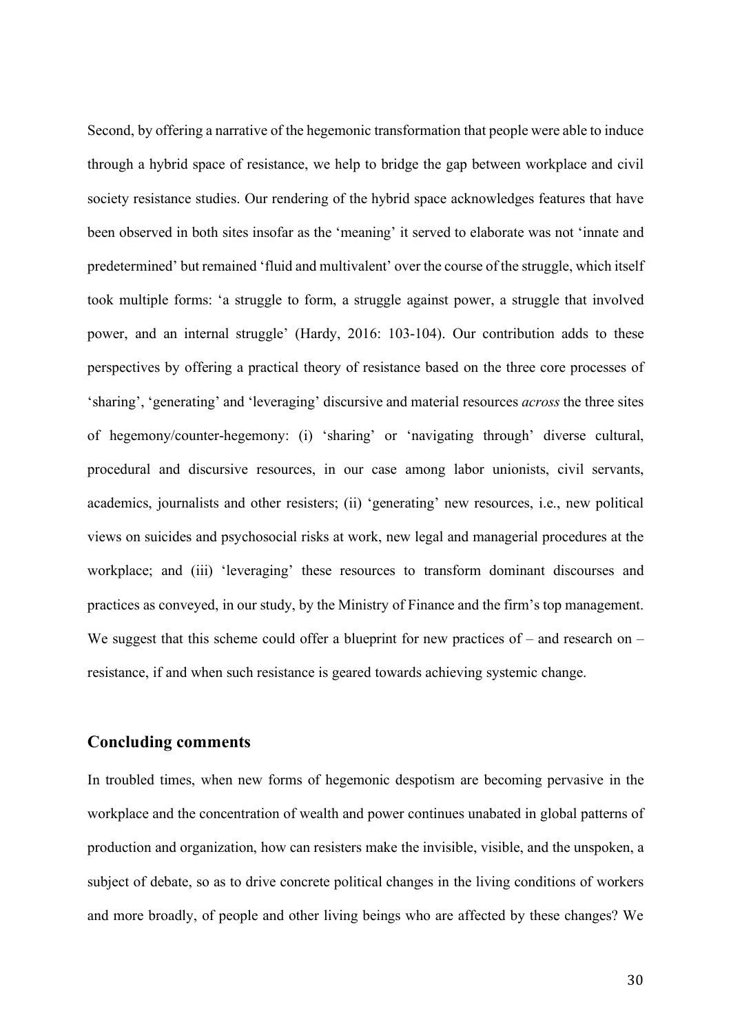Second, by offering a narrative of the hegemonic transformation that people were able to induce through a hybrid space of resistance, we help to bridge the gap between workplace and civil society resistance studies. Our rendering of the hybrid space acknowledges features that have been observed in both sites insofar as the 'meaning' it served to elaborate was not 'innate and predetermined' but remained 'fluid and multivalent' over the course of the struggle, which itself took multiple forms: 'a struggle to form, a struggle against power, a struggle that involved power, and an internal struggle' (Hardy, 2016: 103-104). Our contribution adds to these perspectives by offering a practical theory of resistance based on the three core processes of 'sharing', 'generating' and 'leveraging' discursive and material resources *across* the three sites of hegemony/counter-hegemony: (i) 'sharing' or 'navigating through' diverse cultural, procedural and discursive resources, in our case among labor unionists, civil servants, academics, journalists and other resisters; (ii) 'generating' new resources, i.e., new political views on suicides and psychosocial risks at work, new legal and managerial procedures at the workplace; and (iii) 'leveraging' these resources to transform dominant discourses and practices as conveyed, in our study, by the Ministry of Finance and the firm's top management. We suggest that this scheme could offer a blueprint for new practices of – and research on – resistance, if and when such resistance is geared towards achieving systemic change.

## Concluding comments

In troubled times, when new forms of hegemonic despotism are becoming pervasive in the workplace and the concentration of wealth and power continues unabated in global patterns of production and organization, how can resisters make the invisible, visible, and the unspoken, a subject of debate, so as to drive concrete political changes in the living conditions of workers and more broadly, of people and other living beings who are affected by these changes? We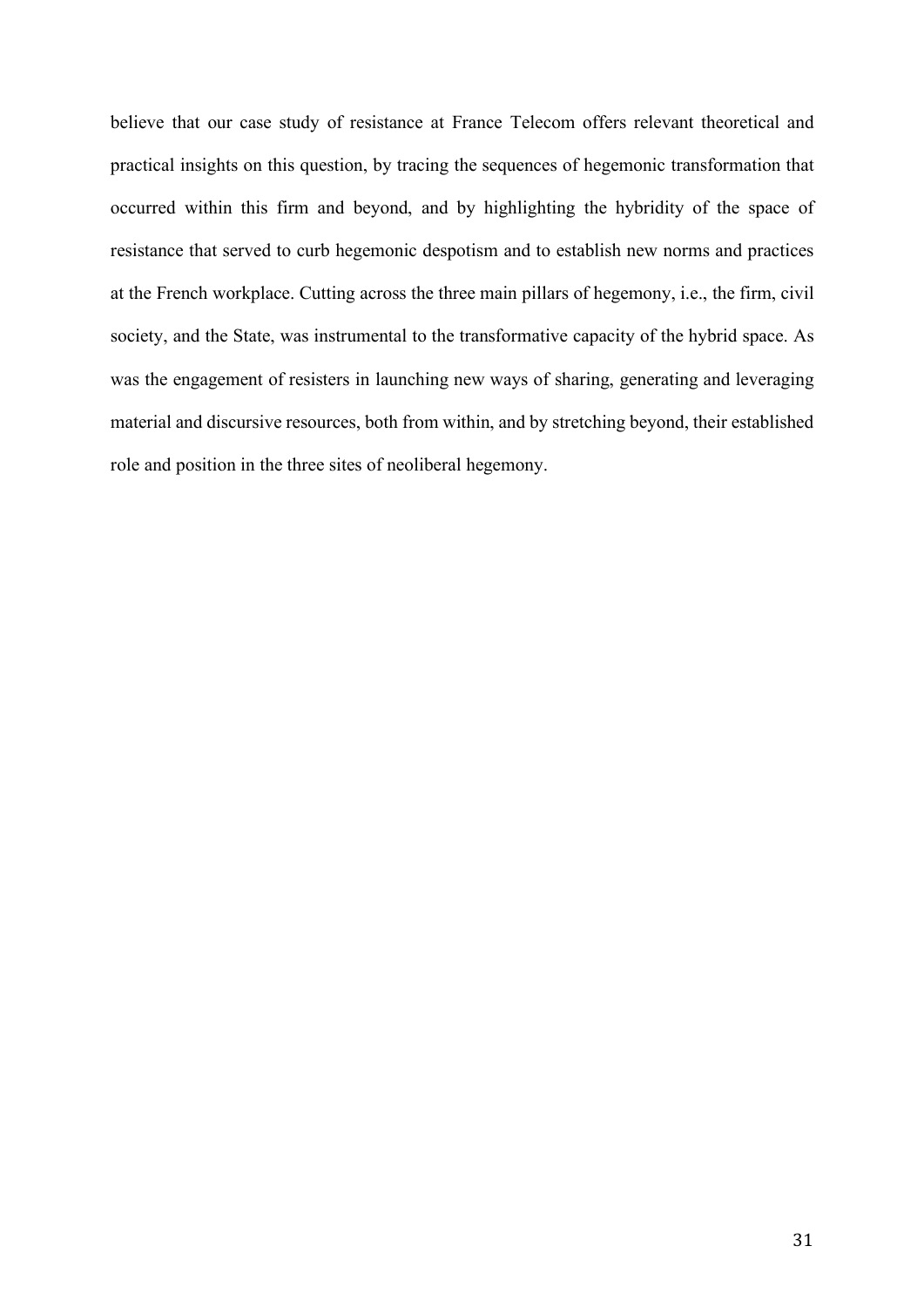believe that our case study of resistance at France Telecom offers relevant theoretical and practical insights on this question, by tracing the sequences of hegemonic transformation that occurred within this firm and beyond, and by highlighting the hybridity of the space of resistance that served to curb hegemonic despotism and to establish new norms and practices at the French workplace. Cutting across the three main pillars of hegemony, i.e., the firm, civil society, and the State, was instrumental to the transformative capacity of the hybrid space. As was the engagement of resisters in launching new ways of sharing, generating and leveraging material and discursive resources, both from within, and by stretching beyond, their established role and position in the three sites of neoliberal hegemony.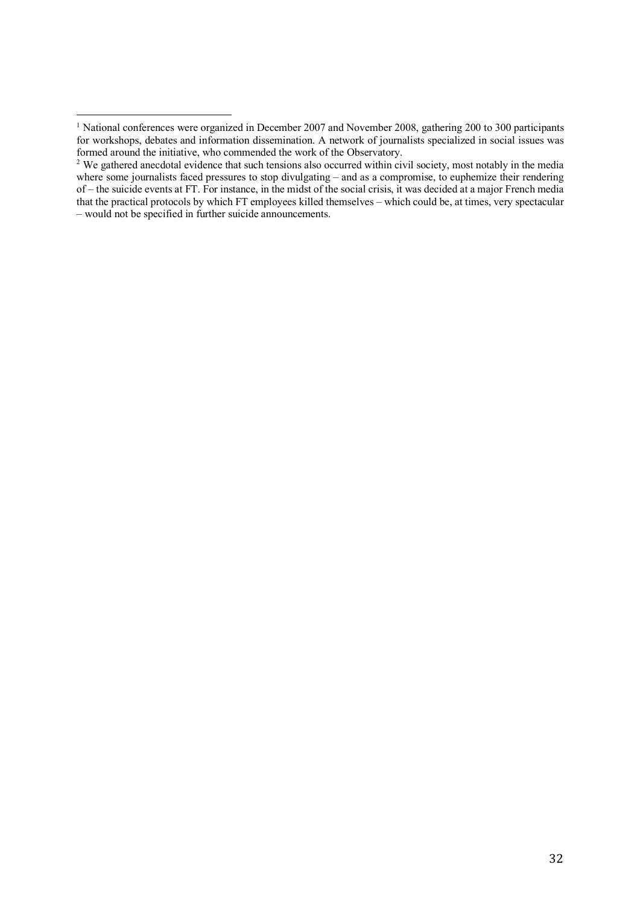[1] National conferences were organized in December 2007 and November 2008, gathering 200 to 300 participants for workshops, debates and information dissemination. A network of journalists specialized in social issues was formed around the initiative, who commended the work of the Observatory.

[2] We gathered anecdotal evidence that such tensions also occurred within civil society, most notably in the media where some journalists faced pressures to stop divulgating – and as a compromise, to euphemize their rendering of – the suicide events at FT. For instance, in the midst of the social crisis, it was decided at a major French media that the practical protocols by which FT employees killed themselves – which could be, at times, very spectacular – would not be specified in further suicide announcements.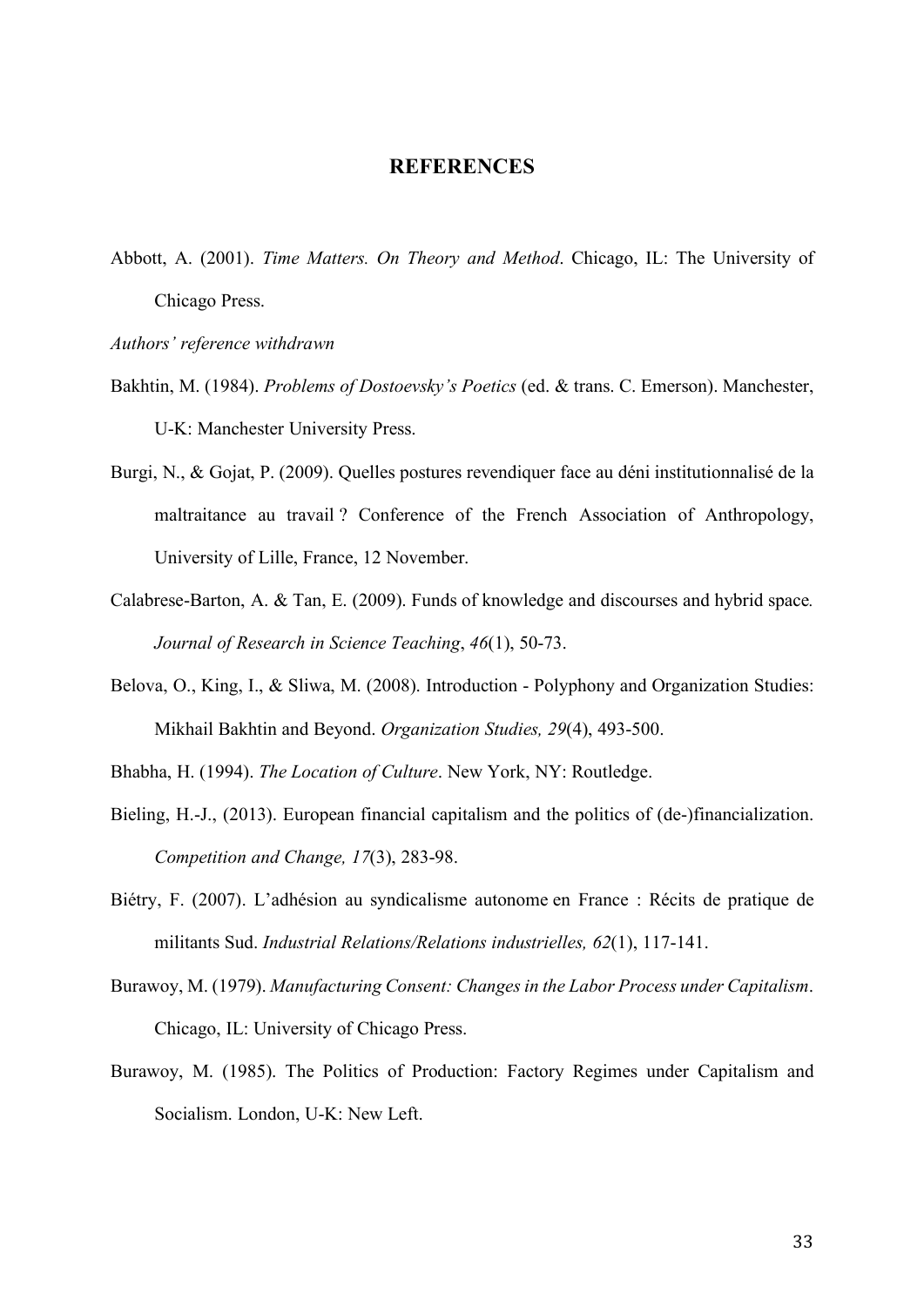## REFERENCES

Abbott, A. (2001). *Time Matters. On Theory and Method*. Chicago, IL: The University of Chicago Press.

*Authors' reference withdrawn*

Bakhtin, M. (1984). *Problems of Dostoevsky's Poetics* (ed. & trans. C. Emerson). Manchester, U-K: Manchester University Press.

Burgi, N., & Gojat, P. (2009). Quelles postures revendiquer face au déni institutionnalisé de la maltraitance au travail ? Conference of the French Association of Anthropology, University of Lille, France, 12 November.

Calabrese-Barton, A. & Tan, E. (2009). Funds of knowledge and discourses and hybrid space. *Journal of Research in Science Teaching*, *46*(1), 50-73.

Belova, O., King, I., & Sliwa, M. (2008). Introduction - Polyphony and Organization Studies: Mikhail Bakhtin and Beyond. *Organization Studies, 29*(4), 493-500.

Bhabha, H. (1994). *The Location of Culture*. New York, NY: Routledge.

Bieling, H.-J., (2013). European financial capitalism and the politics of (de-)financialization. *Competition and Change, 17*(3), 283-98.

Biétry, F. (2007). L'adhésion au syndicalisme autonome en France : Récits de pratique de militants Sud. *Industrial Relations/Relations industrielles, 62*(1), 117-141.

Burawoy, M. (1979). *Manufacturing Consent: Changes in the Labor Process under Capitalism*. Chicago, IL: University of Chicago Press.

Burawoy, M. (1985). The Politics of Production: Factory Regimes under Capitalism and Socialism. London, U-K: New Left.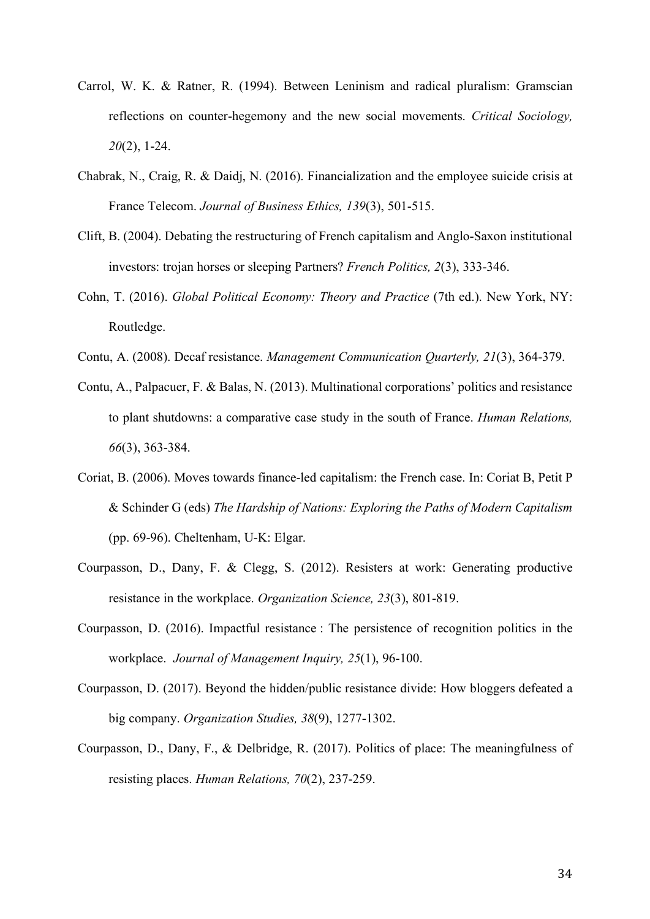Carrol, W. K. & Ratner, R. (1994). Between Leninism and radical pluralism: Gramscian reflections on counter-hegemony and the new social movements. *Critical Sociology, 20*(2), 1-24.

Chabrak, N., Craig, R. & Daidj, N. (2016). Financialization and the employee suicide crisis at France Telecom. *Journal of Business Ethics, 139*(3), 501-515.

Clift, B. (2004). Debating the restructuring of French capitalism and Anglo-Saxon institutional investors: trojan horses or sleeping Partners? *French Politics, 2*(3), 333-346.

Cohn, T. (2016). *Global Political Economy: Theory and Practice* (7th ed.). New York, NY: Routledge.

Contu, A. (2008). Decaf resistance. *Management Communication Quarterly, 21*(3), 364-379.

Contu, A., Palpacuer, F. & Balas, N. (2013). Multinational corporations' politics and resistance to plant shutdowns: a comparative case study in the south of France. *Human Relations, 66*(3), 363-384.

Coriat, B. (2006). Moves towards finance-led capitalism: the French case. In: Coriat B, Petit P & Schinder G (eds) *The Hardship of Nations: Exploring the Paths of Modern Capitalism* (pp. 69-96). Cheltenham, U-K: Elgar.

Courpasson, D., Dany, F. & Clegg, S. (2012). Resisters at work: Generating productive resistance in the workplace. *Organization Science, 23*(3), 801-819.

Courpasson, D. (2016). Impactful resistance : The persistence of recognition politics in the workplace. *Journal of Management Inquiry, 25*(1), 96-100.

Courpasson, D. (2017). Beyond the hidden/public resistance divide: How bloggers defeated a big company. *Organization Studies, 38*(9), 1277-1302.

Courpasson, D., Dany, F., & Delbridge, R. (2017). Politics of place: The meaningfulness of resisting places. *Human Relations, 70*(2), 237-259.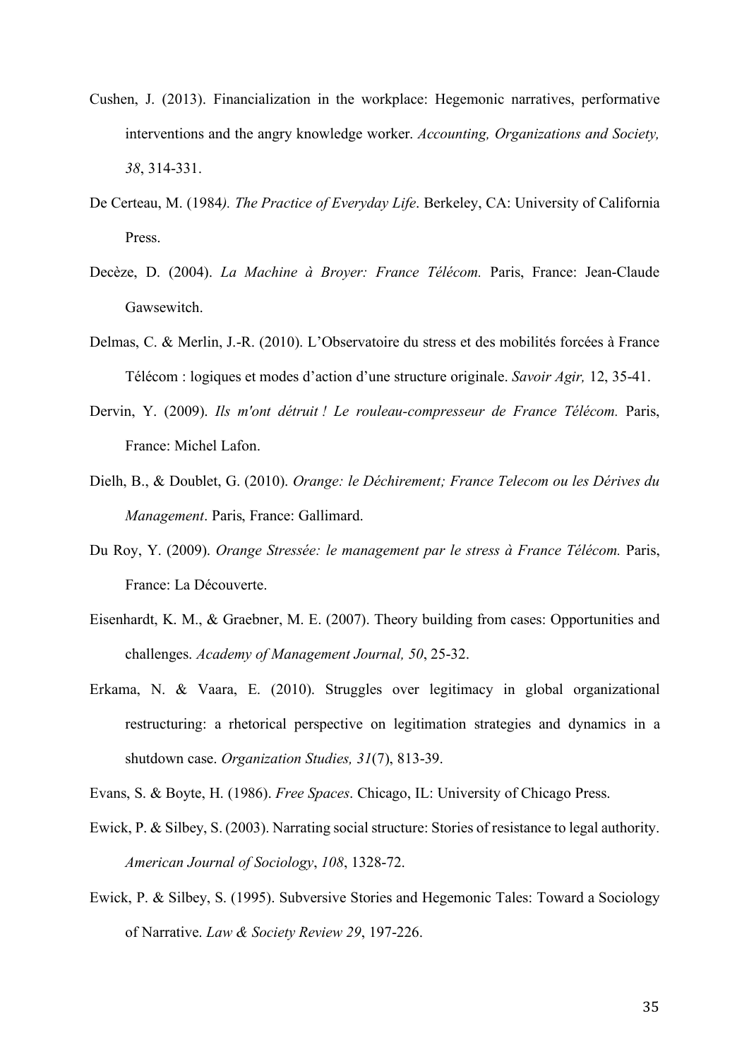Cushen, J. (2013). Financialization in the workplace: Hegemonic narratives, performative interventions and the angry knowledge worker. *Accounting, Organizations and Society, 38*, 314-331.

De Certeau, M. (1984*). The Practice of Everyday Life*. Berkeley, CA: University of California Press.

Decèze, D. (2004). *La Machine à Broyer: France Télécom.* Paris, France: Jean-Claude Gawsewitch.

Delmas, C. & Merlin, J.-R. (2010). L'Observatoire du stress et des mobilités forcées à France Télécom : logiques et modes d'action d'une structure originale. *Savoir Agir,* 12, 35-41.

Dervin, Y. (2009). *Ils m'ont détruit ! Le rouleau-compresseur de France Télécom.* Paris, France: Michel Lafon.

Dielh, B., & Doublet, G. (2010). *Orange: le Déchirement; France Telecom ou les Dérives du Management*. Paris, France: Gallimard.

Du Roy, Y. (2009). *Orange Stressée: le management par le stress à France Télécom.* Paris, France: La Découverte.

Eisenhardt, K. M., & Graebner, M. E. (2007). Theory building from cases: Opportunities and challenges. *Academy of Management Journal, 50*, 25-32.

Erkama, N. & Vaara, E. (2010). Struggles over legitimacy in global organizational restructuring: a rhetorical perspective on legitimation strategies and dynamics in a shutdown case. *Organization Studies, 31*(7), 813-39.

Evans, S. & Boyte, H. (1986). *Free Spaces*. Chicago, IL: University of Chicago Press.

Ewick, P. & Silbey, S. (2003). Narrating social structure: Stories of resistance to legal authority. *American Journal of Sociology*, *108*, 1328-72.

Ewick, P. & Silbey, S. (1995). Subversive Stories and Hegemonic Tales: Toward a Sociology of Narrative. *Law & Society Review 29*, 197-226.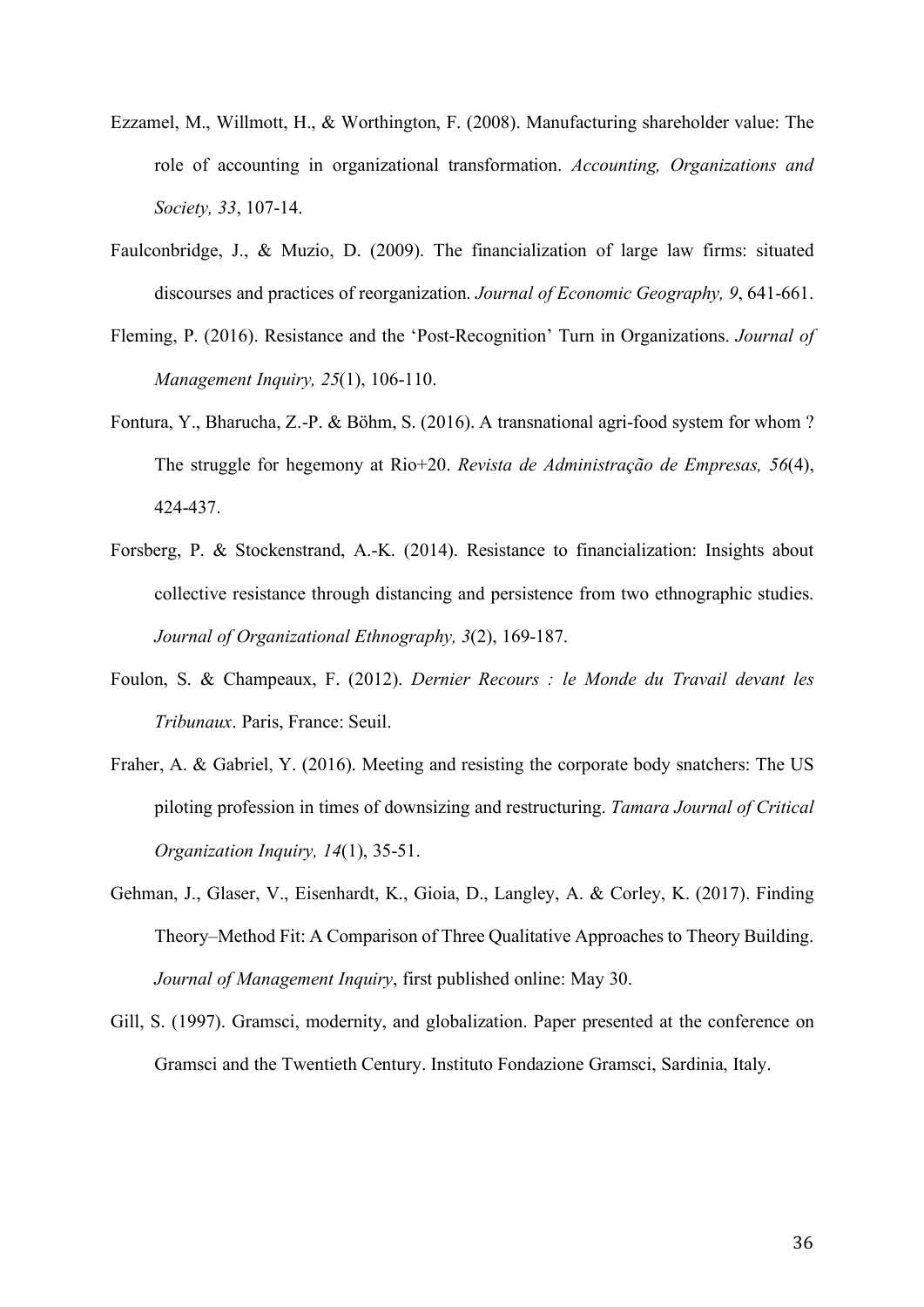Ezzamel, M., Willmott, H., & Worthington, F. (2008). Manufacturing shareholder value: The role of accounting in organizational transformation. *Accounting, Organizations and Society, 33*, 107-14.

Faulconbridge, J., & Muzio, D. (2009). The financialization of large law firms: situated discourses and practices of reorganization. *Journal of Economic Geography, 9*, 641-661.

Fleming, P. (2016). Resistance and the 'Post-Recognition' Turn in Organizations. *Journal of Management Inquiry, 25*(1), 106-110.

Fontura, Y., Bharucha, Z.-P. & Böhm, S. (2016). A transnational agri-food system for whom ? The struggle for hegemony at Rio+20. *Revista de Administração de Empresas, 56*(4), 424-437.

Forsberg, P. & Stockenstrand, A.-K. (2014). Resistance to financialization: Insights about collective resistance through distancing and persistence from two ethnographic studies. *Journal of Organizational Ethnography, 3*(2), 169-187.

Foulon, S. & Champeaux, F. (2012). *Dernier Recours : le Monde du Travail devant les Tribunaux*. Paris, France: Seuil.

Fraher, A. & Gabriel, Y. (2016). Meeting and resisting the corporate body snatchers: The US piloting profession in times of downsizing and restructuring. *Tamara Journal of Critical Organization Inquiry, 14*(1), 35-51.

Gehman, J., Glaser, V., Eisenhardt, K., Gioia, D., Langley, A. & Corley, K. (2017). Finding Theory–Method Fit: A Comparison of Three Qualitative Approaches to Theory Building. *Journal of Management Inquiry*, first published online: May 30.

Gill, S. (1997). Gramsci, modernity, and globalization. Paper presented at the conference on Gramsci and the Twentieth Century. Instituto Fondazione Gramsci, Sardinia, Italy.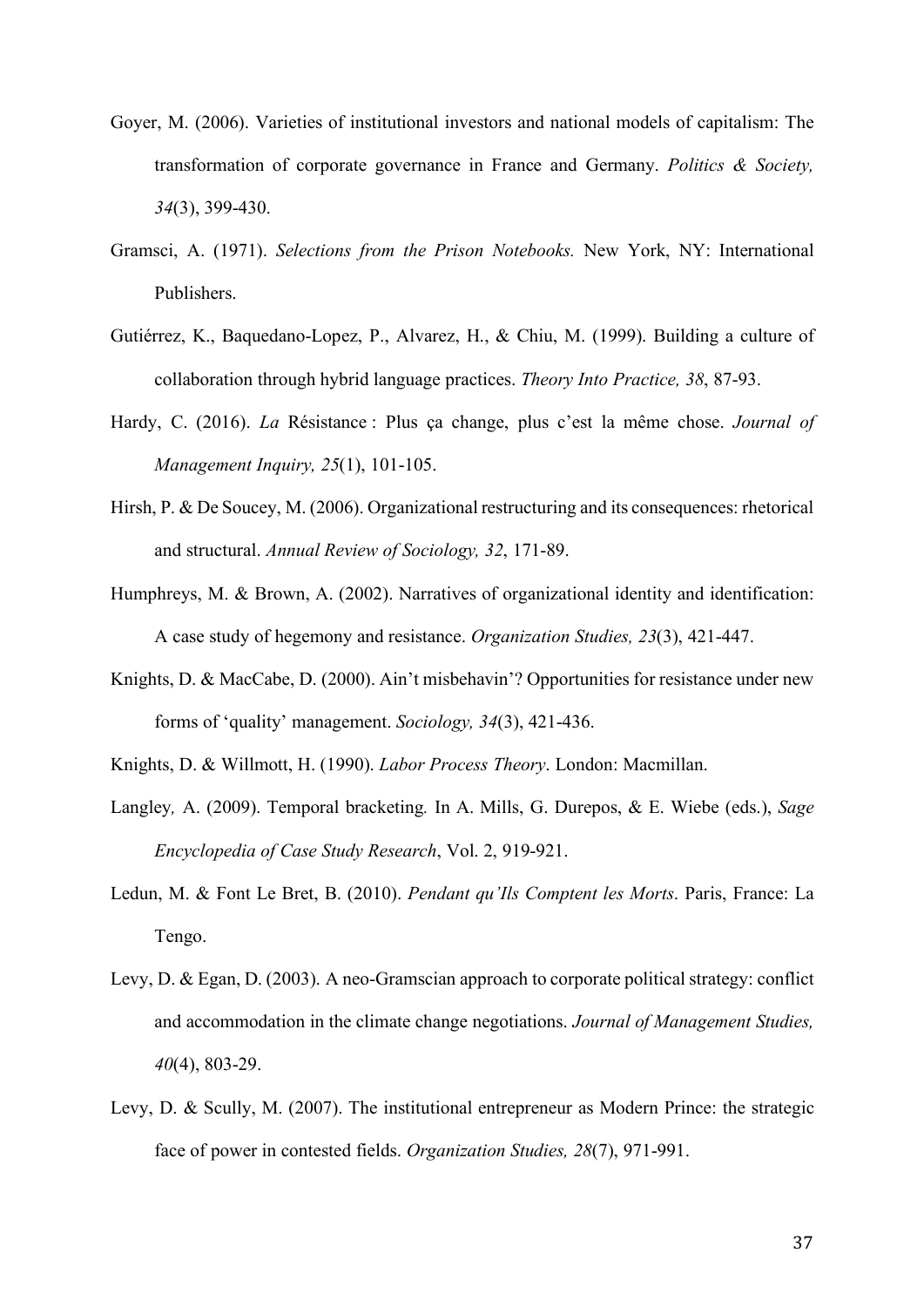Goyer, M. (2006). Varieties of institutional investors and national models of capitalism: The transformation of corporate governance in France and Germany. *Politics & Society, 34*(3), 399-430.

Gramsci, A. (1971). *Selections from the Prison Notebooks.* New York, NY: International Publishers.

Gutiérrez, K., Baquedano-Lopez, P., Alvarez, H., & Chiu, M. (1999). Building a culture of collaboration through hybrid language practices. *Theory Into Practice, 38*, 87-93.

Hardy, C. (2016). *La* Résistance : Plus ça change, plus c'est la même chose. *Journal of Management Inquiry, 25*(1), 101-105.

Hirsh, P. & De Soucey, M. (2006). Organizational restructuring and its consequences: rhetorical and structural. *Annual Review of Sociology, 32*, 171-89.

Humphreys, M. & Brown, A. (2002). Narratives of organizational identity and identification: A case study of hegemony and resistance. *Organization Studies, 23*(3), 421-447.

Knights, D. & MacCabe, D. (2000). Ain't misbehavin'? Opportunities for resistance under new forms of 'quality' management. *Sociology, 34*(3), 421-436.

Knights, D. & Willmott, H. (1990). *Labor Process Theory*. London: Macmillan.

Langley*,* A. (2009). Temporal bracketing*.* In A. Mills, G. Durepos, & E. Wiebe (eds.), *Sage Encyclopedia of Case Study Research*, Vol. 2, 919-921.

Ledun, M. & Font Le Bret, B. (2010). *Pendant qu'Ils Comptent les Morts*. Paris, France: La Tengo.

Levy, D. & Egan, D. (2003). A neo-Gramscian approach to corporate political strategy: conflict and accommodation in the climate change negotiations. *Journal of Management Studies, 40*(4), 803-29.

Levy, D. & Scully, M. (2007). The institutional entrepreneur as Modern Prince: the strategic face of power in contested fields. *Organization Studies, 28*(7), 971-991.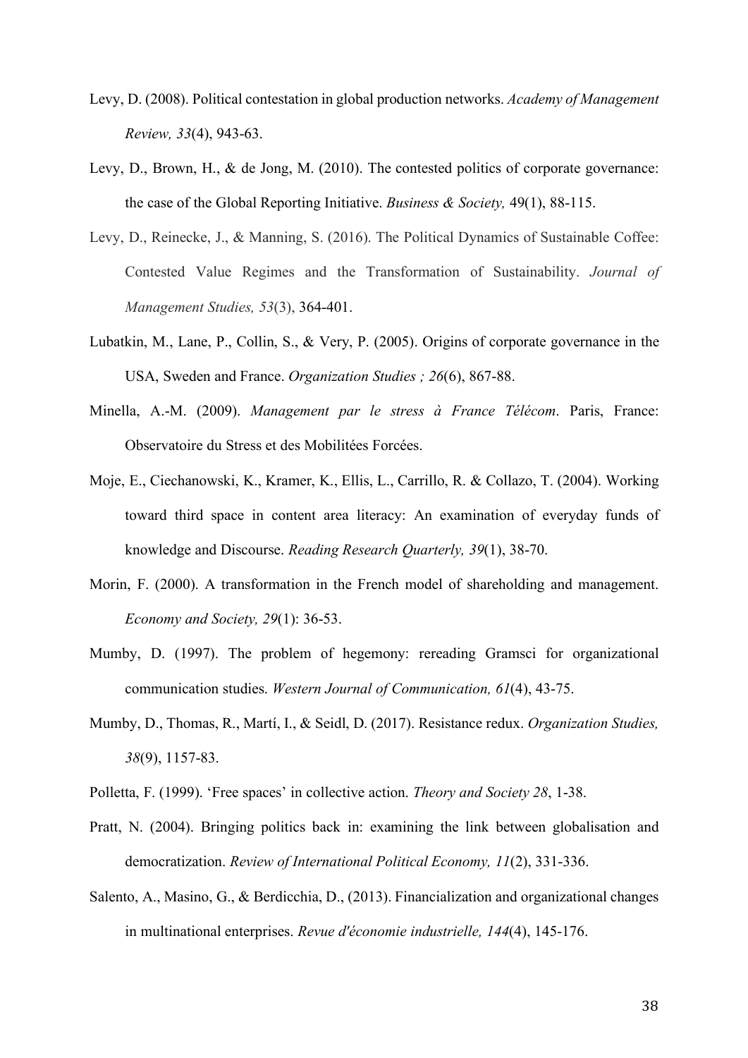Levy, D. (2008). Political contestation in global production networks. *Academy of Management Review, 33*(4), 943-63.

Levy, D., Brown, H., & de Jong, M. (2010). The contested politics of corporate governance: the case of the Global Reporting Initiative. *Business & Society,* 49(1), 88-115.

Levy, D., Reinecke, J., & Manning, S. (2016). The Political Dynamics of Sustainable Coffee: Contested Value Regimes and the Transformation of Sustainability. *Journal of Management Studies, 53*(3), 364-401.

Lubatkin, M., Lane, P., Collin, S., & Very, P. (2005). Origins of corporate governance in the USA, Sweden and France. *Organization Studies ; 26*(6), 867-88.

Minella, A.-M. (2009). *Management par le stress à France Télécom*. Paris, France: Observatoire du Stress et des Mobilitées Forcées.

Moje, E., Ciechanowski, K., Kramer, K., Ellis, L., Carrillo, R. & Collazo, T. (2004). Working toward third space in content area literacy: An examination of everyday funds of knowledge and Discourse. *Reading Research Quarterly, 39*(1), 38-70.

Morin, F. (2000). A transformation in the French model of shareholding and management. *Economy and Society, 29*(1): 36-53.

Mumby, D. (1997). The problem of hegemony: rereading Gramsci for organizational communication studies. *Western Journal of Communication, 61*(4), 43-75.

Mumby, D., Thomas, R., Martí, I., & Seidl, D. (2017). Resistance redux. *Organization Studies, 38*(9), 1157-83.

Polletta, F. (1999). 'Free spaces' in collective action. *Theory and Society 28*, 1-38.

Pratt, N. (2004). Bringing politics back in: examining the link between globalisation and democratization. *Review of International Political Economy, 11*(2), 331-336.

Salento, A., Masino, G., & Berdicchia, D., (2013). Financialization and organizational changes in multinational enterprises. *Revue d'économie industrielle, 144*(4), 145-176.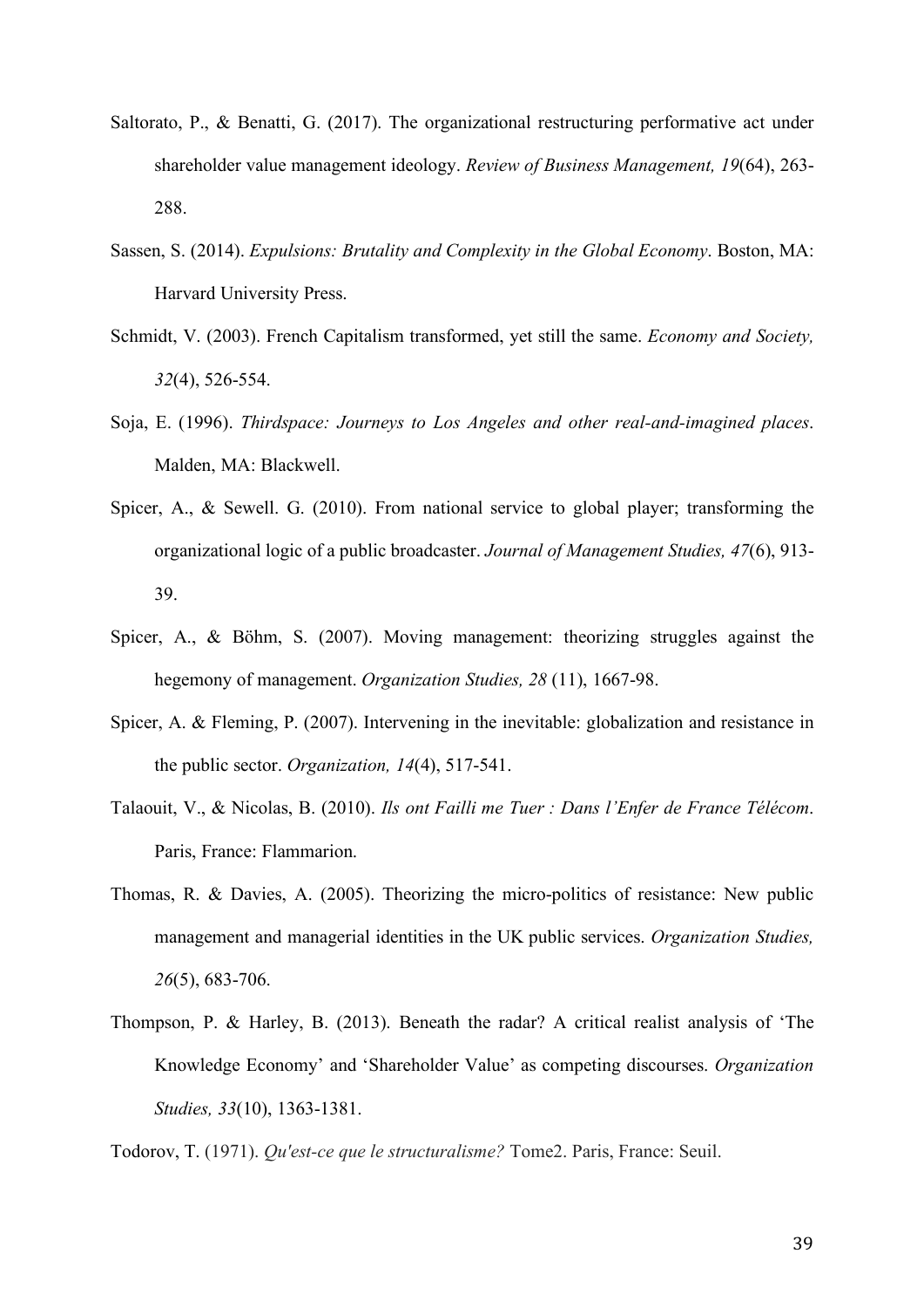Saltorato, P., & Benatti, G. (2017). The organizational restructuring performative act under shareholder value management ideology. *Review of Business Management, 19*(64), 263-288.

Sassen, S. (2014). *Expulsions: Brutality and Complexity in the Global Economy*. Boston, MA: Harvard University Press.

Schmidt, V. (2003). French Capitalism transformed, yet still the same. *Economy and Society, 32*(4), 526-554.

Soja, E. (1996). *Thirdspace: Journeys to Los Angeles and other real-and-imagined places*. Malden, MA: Blackwell.

Spicer, A., & Sewell. G. (2010). From national service to global player; transforming the organizational logic of a public broadcaster. *Journal of Management Studies, 47*(6), 913-39.

Spicer, A., & Böhm, S. (2007). Moving management: theorizing struggles against the hegemony of management. *Organization Studies, 28* (11), 1667-98.

Spicer, A. & Fleming, P. (2007). Intervening in the inevitable: globalization and resistance in the public sector. *Organization, 14*(4), 517-541.

Talaouit, V., & Nicolas, B. (2010). *Ils ont Failli me Tuer : Dans l'Enfer de France Télécom*. Paris, France: Flammarion.

Thomas, R. & Davies, A. (2005). Theorizing the micro-politics of resistance: New public management and managerial identities in the UK public services. *Organization Studies, 26*(5), 683-706.

Thompson, P. & Harley, B. (2013). Beneath the radar? A critical realist analysis of 'The Knowledge Economy' and 'Shareholder Value' as competing discourses. *Organization Studies, 33*(10), 1363-1381.

Todorov, T. (1971). *Qu'est-ce que le structuralisme?* Tome2. Paris, France: Seuil.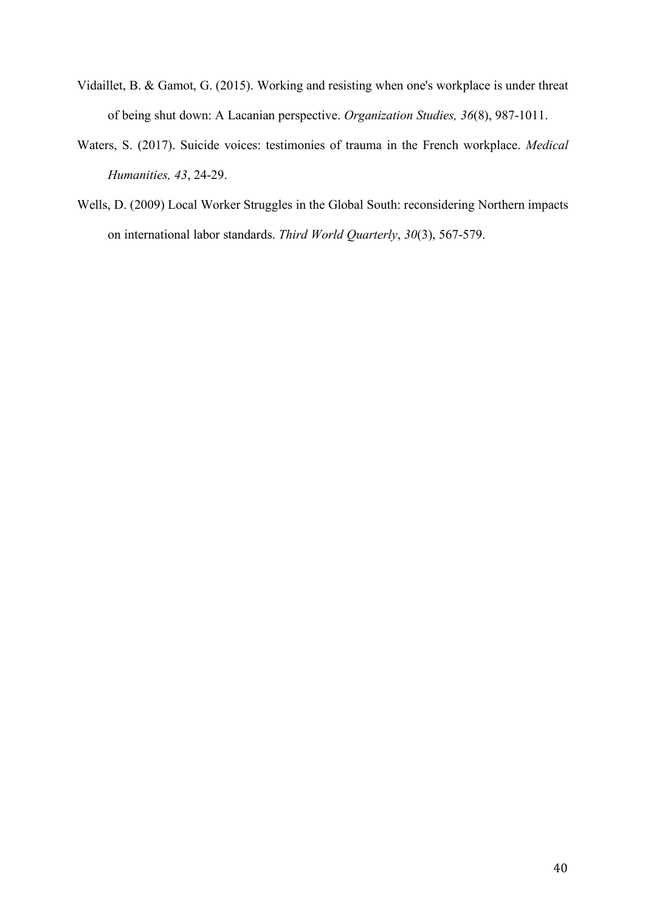Vidaillet, B. & Gamot, G. (2015). Working and resisting when one's workplace is under threat of being shut down: A Lacanian perspective. *Organization Studies, 36*(8), 987-1011.

Waters, S. (2017). Suicide voices: testimonies of trauma in the French workplace. *Medical Humanities, 43*, 24-29.

Wells, D. (2009) Local Worker Struggles in the Global South: reconsidering Northern impacts on international labor standards. *Third World Quarterly*, *30*(3), 567-579.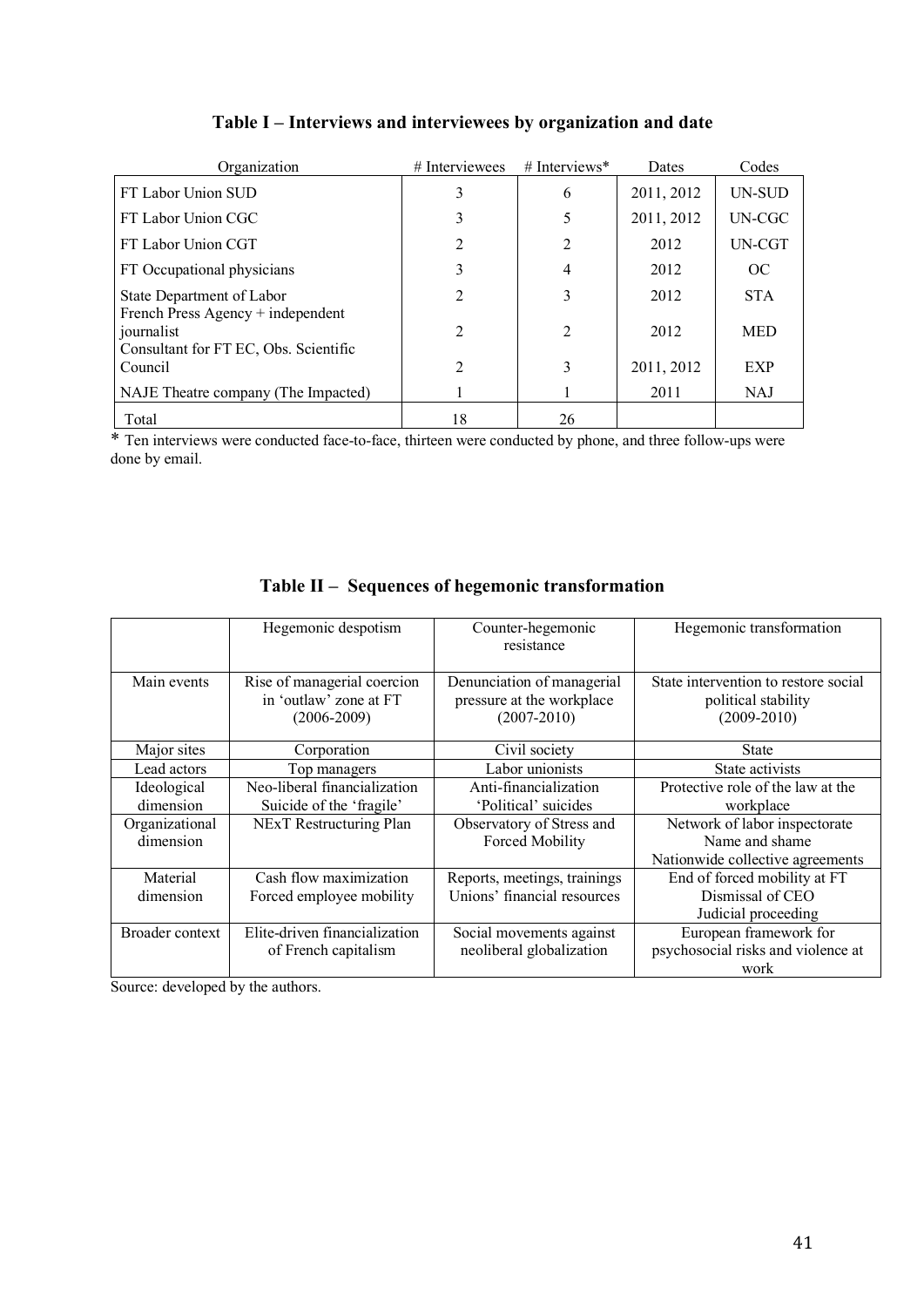**Table I – Interviews and interviewees by organization and date**

| Organization | # Interviewees | # Interviews* | Dates | Codes |
|---|---|---|---|---|
| FT Labor Union SUD | 3 | 6 | 2011, 2012 | UN-SUD |
| FT Labor Union CGC | 3 | 5 | 2011, 2012 | UN-CGC |
| FT Labor Union CGT | 2 | 2 | 2012 | UN-CGT |
| FT Occupational physicians | 3 | 4 | 2012 | OC |
| State Department of Labor | 2 | 3 | 2012 | STA |
| French Press Agency + independent journalist | 2 | 2 | 2012 | MED |
| Consultant for FT EC, Obs. Scientific Council | 2 | 3 | 2011, 2012 | EXP |
| NAJE Theatre company (The Impacted) | 1 | 1 | 2011 | NAJ |
| Total | 18 | 26 | | |

* Ten interviews were conducted face-to-face, thirteen were conducted by phone, and three follow-ups were done by email.

**Table II – Sequences of hegemonic transformation**

| | Hegemonic despotism | Counter-hegemonic resistance | Hegemonic transformation |
|---|---|---|---|
| Main events | Rise of managerial coercion in 'outlaw' zone at FT (2006-2009) | Denunciation of managerial pressure at the workplace (2007-2010) | State intervention to restore social political stability (2009-2010) |
| Major sites | Corporation | Civil society | State |
| Lead actors | Top managers | Labor unionists | State activists |
| Ideological dimension | Neo-liberal financialization<br>Suicide of the 'fragile' | Anti-financialization<br>'Political' suicides | Protective role of the law at the workplace |
| Organizational dimension | NExT Restructuring Plan | Observatory of Stress and Forced Mobility | Network of labor inspectorate<br>Name and shame<br>Nationwide collective agreements |
| Material dimension | Cash flow maximization<br>Forced employee mobility | Reports, meetings, trainings<br>Unions' financial resources | End of forced mobility at FT<br>Dismissal of CEO<br>Judicial proceeding |
| Broader context | Elite-driven financialization of French capitalism | Social movements against neoliberal globalization | European framework for psychosocial risks and violence at work |

Source: developed by the authors.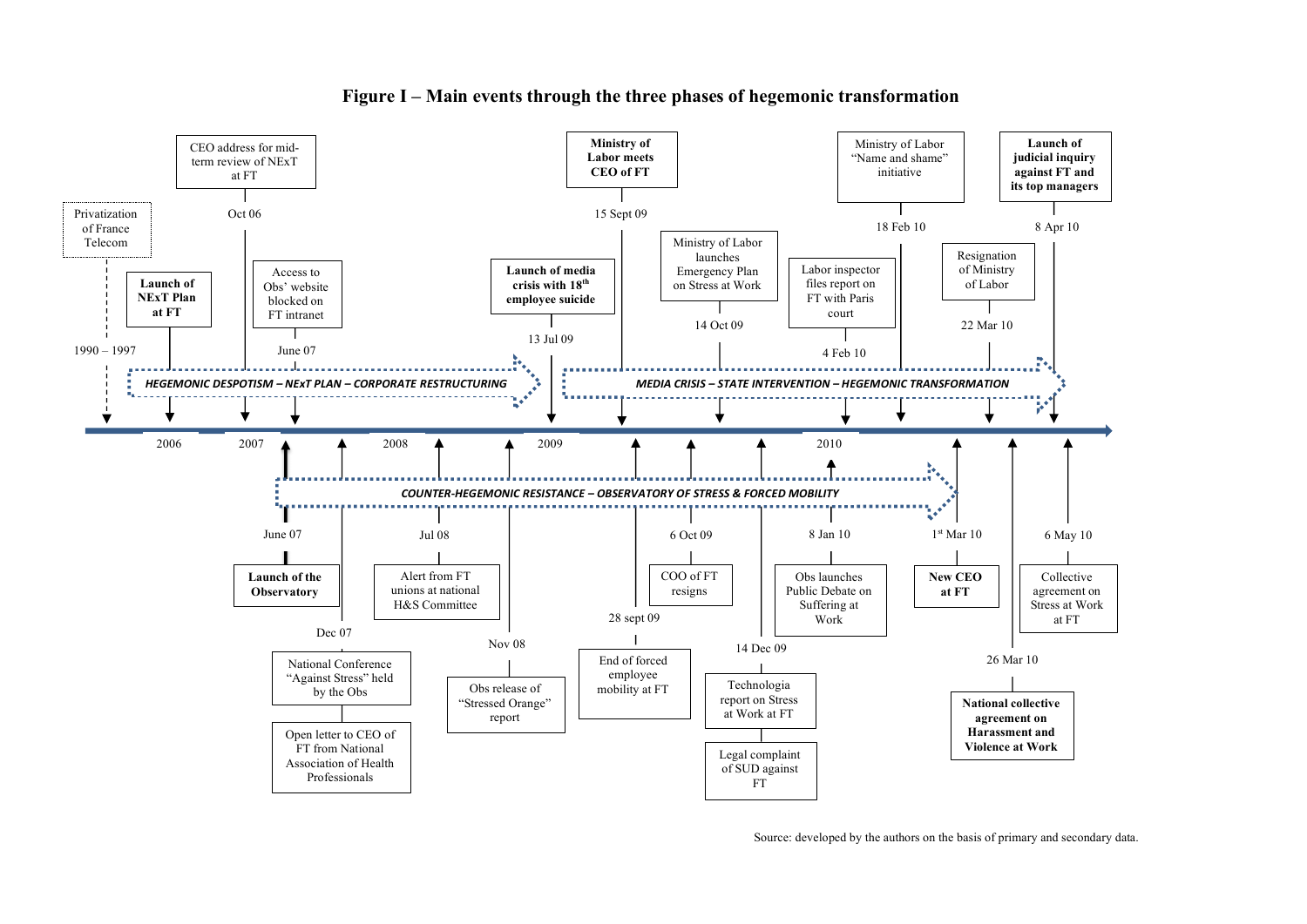**Figure I – Main events through the three phases of hegemonic transformation**

Privatization of France Telecom

1990 – 1997

**Launch of NExT Plan at FT**

CEO address for mid-term review of NExT at FT

Oct 06

Access to Obs' website blocked on FT intranet

June 07

**Launch of media crisis with 18th employee suicide**

13 Jul 09

**Ministry of Labor meets CEO of FT**

15 Sept 09

Ministry of Labor launches Emergency Plan on Stress at Work

14 Oct 09

Labor inspector files report on FT with Paris court

4 Feb 10

Ministry of Labor "Name and shame" initiative

18 Feb 10

Resignation of Ministry of Labor

22 Mar 10

**Launch of judicial inquiry against FT and its top managers**

8 Apr 10

*HEGEMONIC DESPOTISM – NExT PLAN – CORPORATE RESTRUCTURING*

*MEDIA CRISIS – STATE INTERVENTION – HEGEMONIC TRANSFORMATION*

2006

2007

2008

2009

2010

*COUNTER-HEGEMONIC RESISTANCE – OBSERVATORY OF STRESS & FORCED MOBILITY*

June 07

**Launch of the Observatory**

Dec 07

National Conference "Against Stress" held by the Obs

Open letter to CEO of FT from National Association of Health Professionals

Jul 08

Alert from FT unions at national H&S Committee

Nov 08

Obs release of "Stressed Orange" report

28 sept 09

End of forced employee mobility at FT

6 Oct 09

COO of FT resigns

14 Dec 09

Technologia report on Stress at Work at FT

Legal complaint of SUD against FT

8 Jan 10

Obs launches Public Debate on Suffering at Work

1st Mar 10

**New CEO at FT**

26 Mar 10

**National collective agreement on Harassment and Violence at Work**

6 May 10

Collective agreement on Stress at Work at FT

Source: developed by the authors on the basis of primary and secondary data.